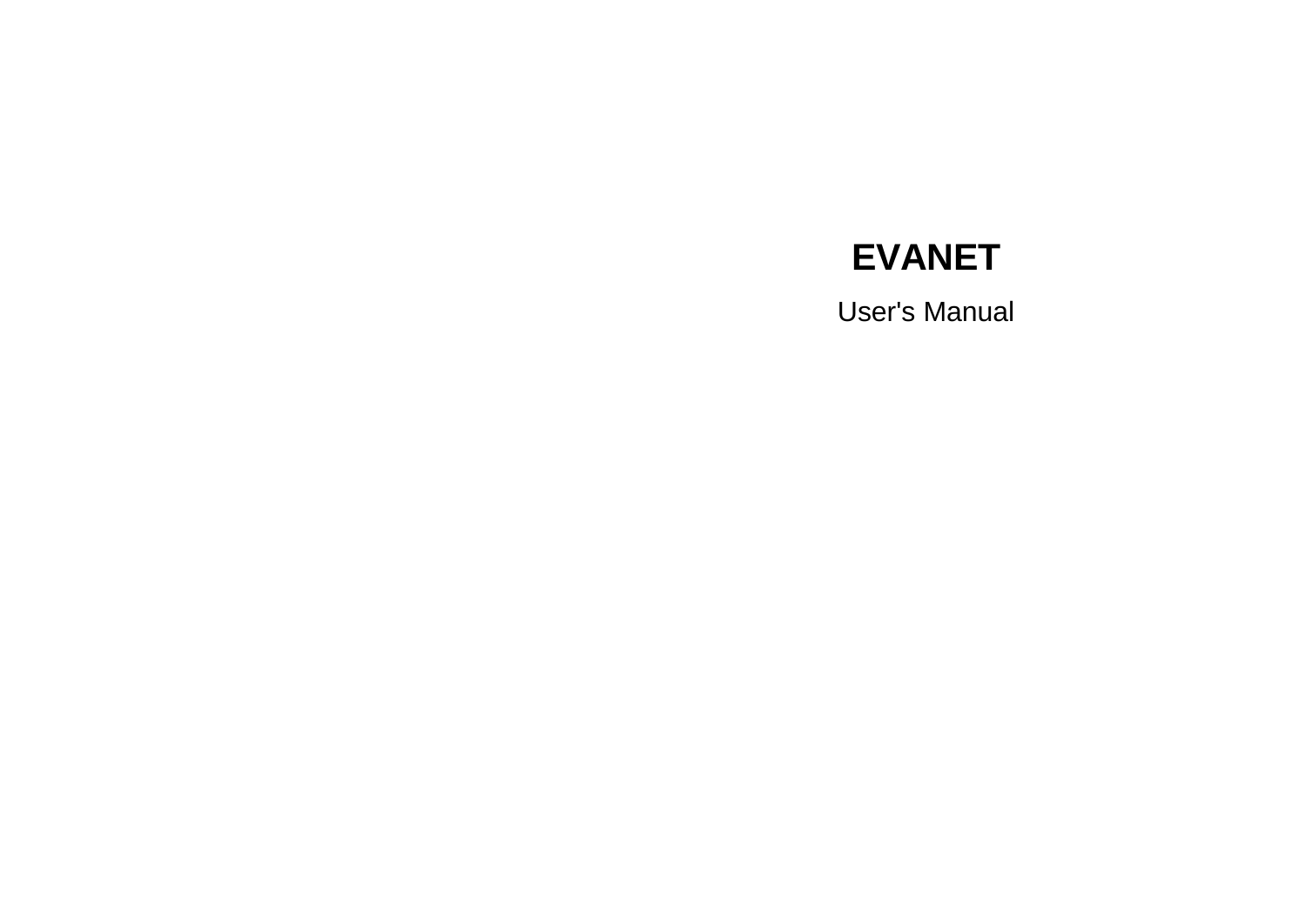# EVANET

User's Manual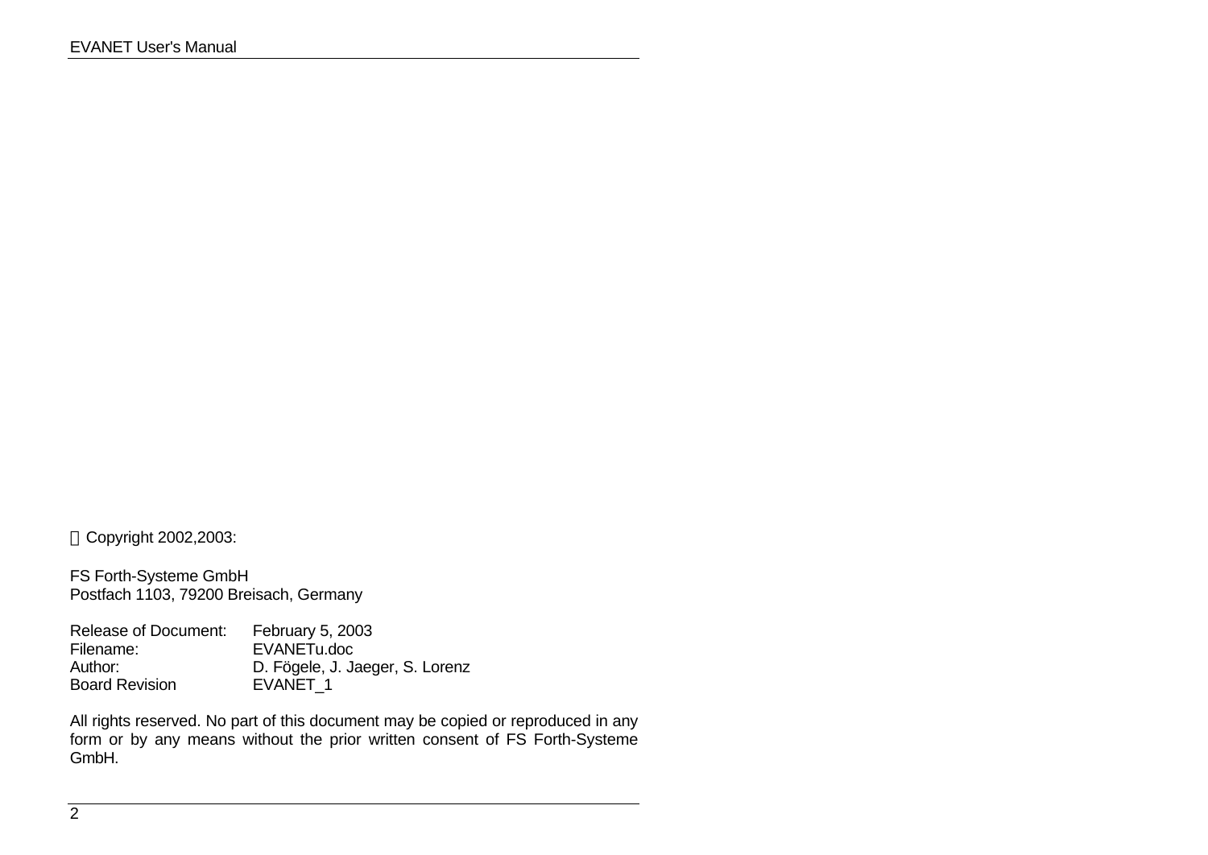© Copyright 2002,2003:

FS Forth-Systeme GmbH
Postfach 1103, 79200 Breisach, Germany

| | |
|---|---|
| Release of Document: | February 5, 2003 |
| Filename: | EVANETu.doc |
| Author: | D. Fögele, J. Jaeger, S. Lorenz |
| Board Revision | EVANET_1 |

All rights reserved. No part of this document may be copied or reproduced in any form or by any means without the prior written consent of FS Forth-Systeme GmbH.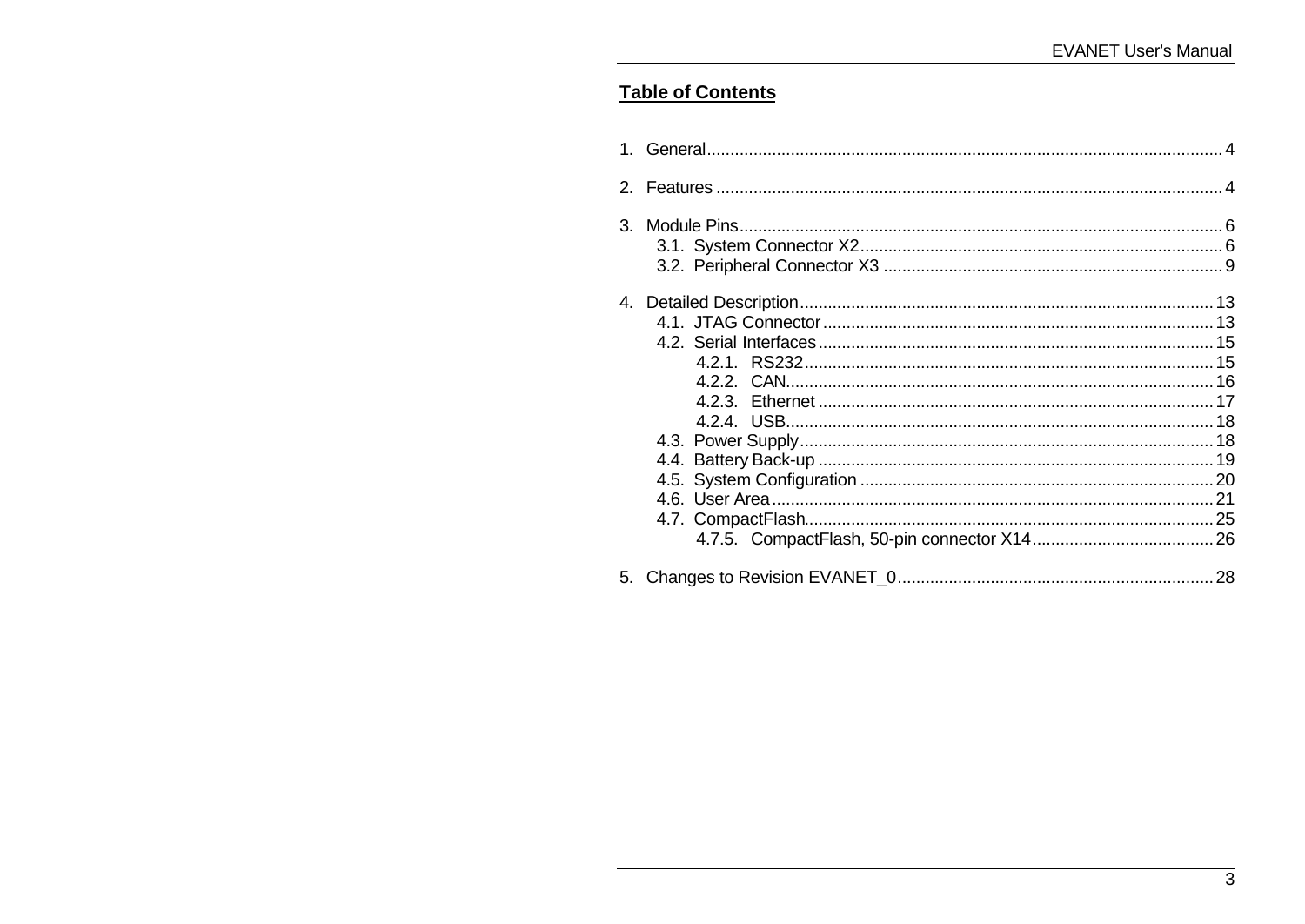## Table of Contents

1. General .......... 4
2. Features .......... 4
3. Module Pins .......... 6
   - 3.1. System Connector X2 .......... 6
   - 3.2. Peripheral Connector X3 .......... 9
4. Detailed Description .......... 13
   - 4.1. JTAG Connector .......... 13
   - 4.2. Serial Interfaces .......... 15
     - 4.2.1. RS232 .......... 15
     - 4.2.2. CAN .......... 16
     - 4.2.3. Ethernet .......... 17
     - 4.2.4. USB .......... 18
   - 4.3. Power Supply .......... 18
   - 4.4. Battery Back-up .......... 19
   - 4.5. System Configuration .......... 20
   - 4.6. User Area .......... 21
   - 4.7. CompactFlash .......... 25
     - 4.7.5. CompactFlash, 50-pin connector X14 .......... 26
5. Changes to Revision EVANET_0 .......... 28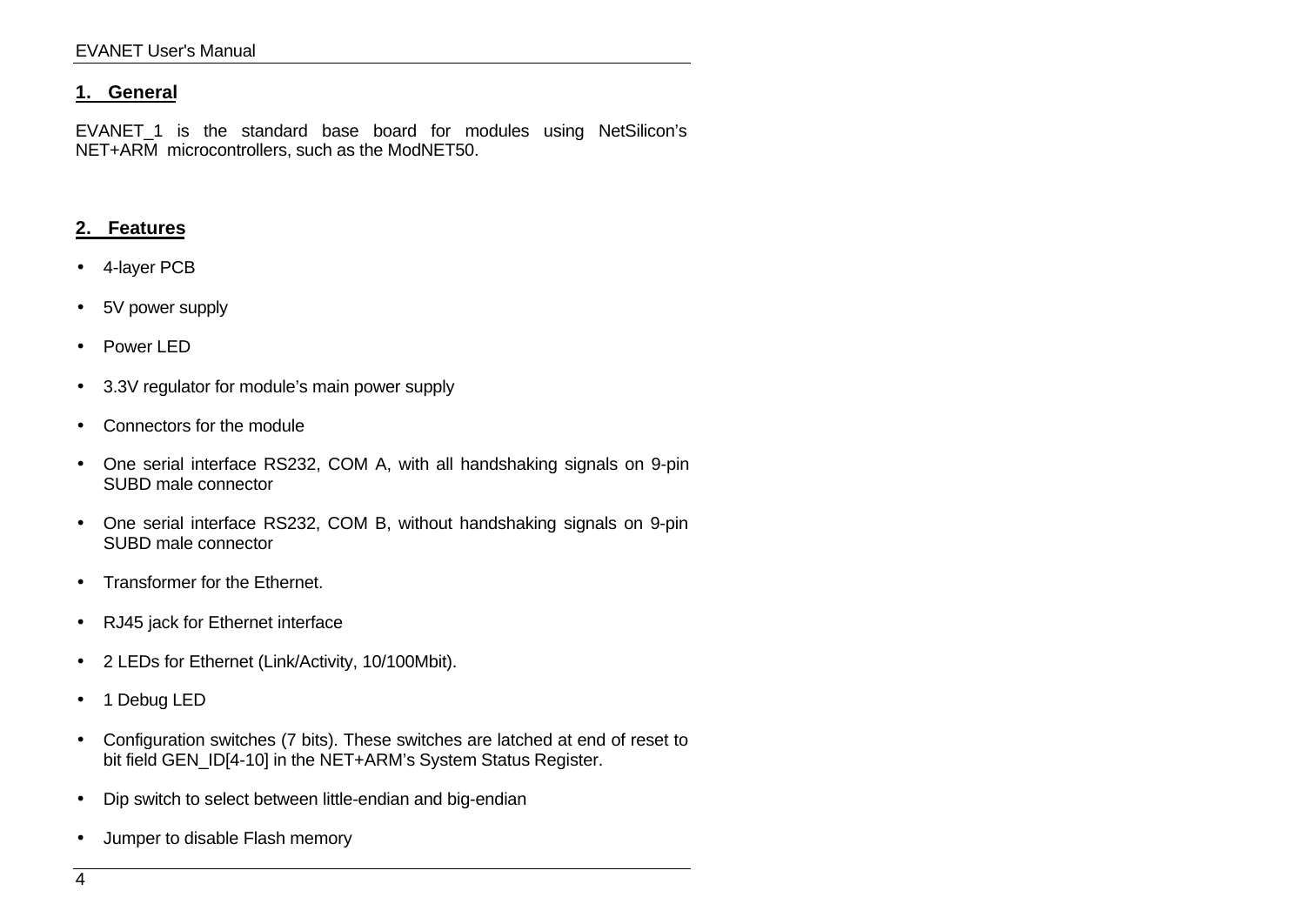## 1. General

EVANET_1 is the standard base board for modules using NetSilicon's NET+ARM microcontrollers, such as the ModNET50.

## 2. Features

- 4-layer PCB
- 5V power supply
- Power LED
- 3.3V regulator for module's main power supply
- Connectors for the module
- One serial interface RS232, COM A, with all handshaking signals on 9-pin SUBD male connector
- One serial interface RS232, COM B, without handshaking signals on 9-pin SUBD male connector
- Transformer for the Ethernet.
- RJ45 jack for Ethernet interface
- 2 LEDs for Ethernet (Link/Activity, 10/100Mbit).
- 1 Debug LED
- Configuration switches (7 bits). These switches are latched at end of reset to bit field GEN_ID[4-10] in the NET+ARM's System Status Register.
- Dip switch to select between little-endian and big-endian
- Jumper to disable Flash memory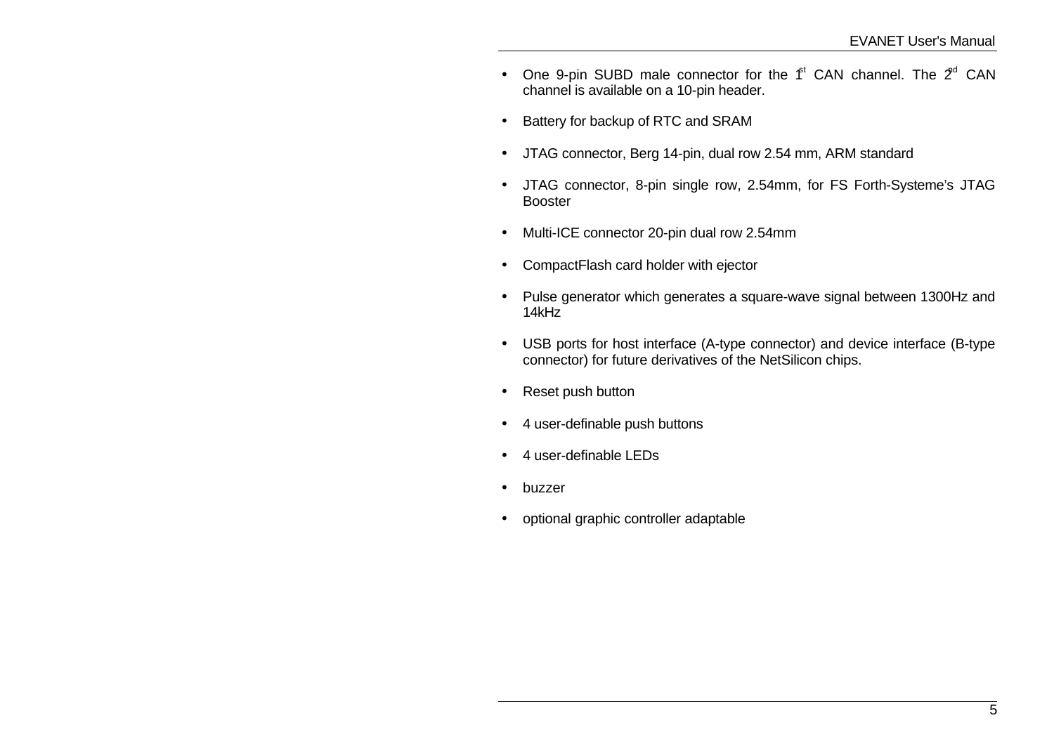- One 9-pin SUBD male connector for the 1st CAN channel. The 2nd CAN channel is available on a 10-pin header.
- Battery for backup of RTC and SRAM
- JTAG connector, Berg 14-pin, dual row 2.54 mm, ARM standard
- JTAG connector, 8-pin single row, 2.54mm, for FS Forth-Systeme's JTAG Booster
- Multi-ICE connector 20-pin dual row 2.54mm
- CompactFlash card holder with ejector
- Pulse generator which generates a square-wave signal between 1300Hz and 14kHz
- USB ports for host interface (A-type connector) and device interface (B-type connector) for future derivatives of the NetSilicon chips.
- Reset push button
- 4 user-definable push buttons
- 4 user-definable LEDs
- buzzer
- optional graphic controller adaptable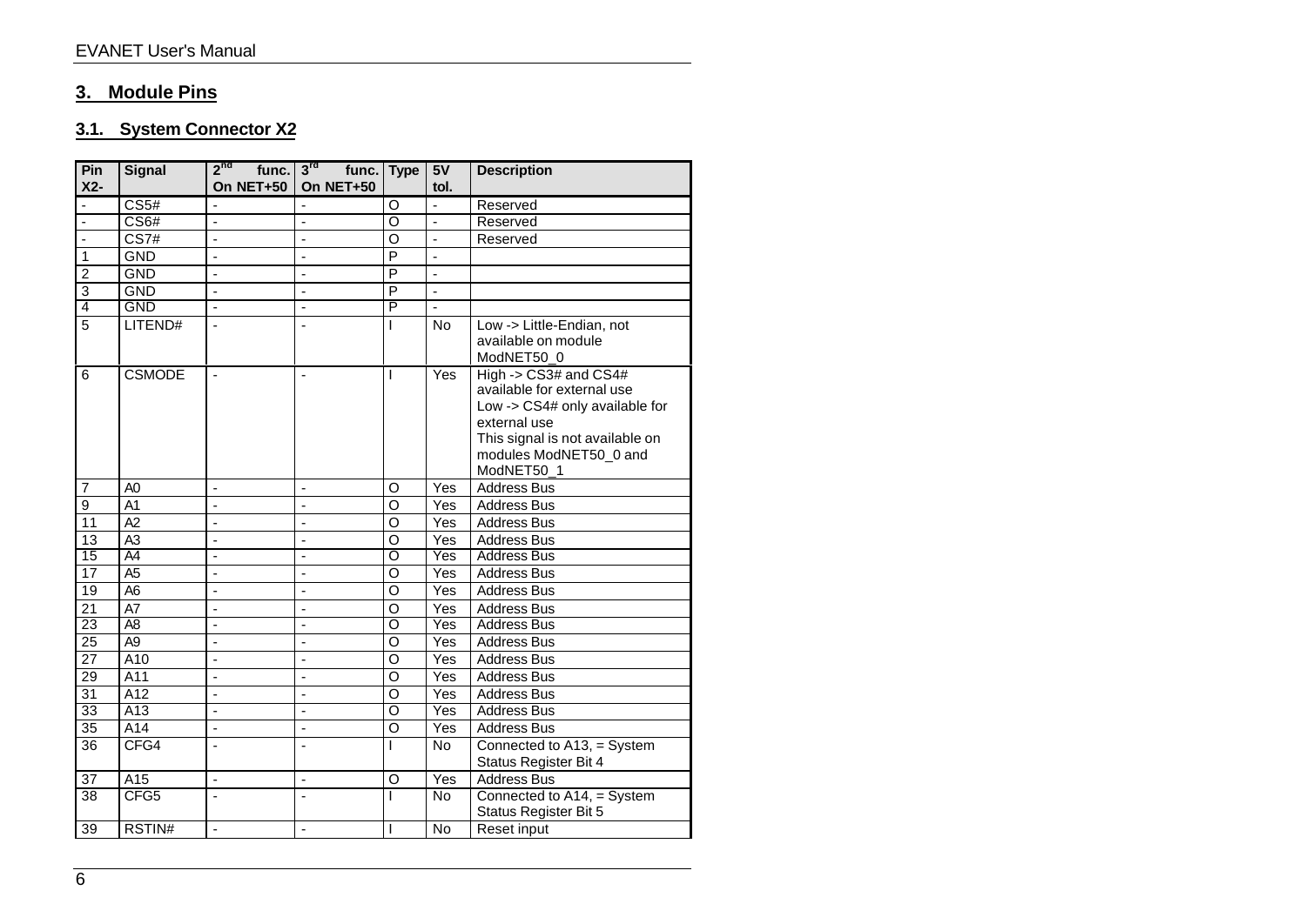# 3. Module Pins

## 3.1. System Connector X2

| Pin X2- | Signal | 2nd func. On NET+50 | 3rd func. On NET+50 | Type | 5V tol. | Description |
|---|---|---|---|---|---|---|
| - | CS5# | - | - | O | - | Reserved |
| - | CS6# | - | - | O | - | Reserved |
| - | CS7# | - | - | O | - | Reserved |
| 1 | GND | - | - | P | - | |
| 2 | GND | - | - | P | - | |
| 3 | GND | - | - | P | - | |
| 4 | GND | - | - | P | - | |
| 5 | LITEND# | - | - | I | No | Low -> Little-Endian, not available on module ModNET50_0 |
| 6 | CSMODE | - | - | I | Yes | High -> CS3# and CS4# available for external use<br>Low -> CS4# only available for external use<br>This signal is not available on modules ModNET50_0 and ModNET50_1 |
| 7 | A0 | - | - | O | Yes | Address Bus |
| 9 | A1 | - | - | O | Yes | Address Bus |
| 11 | A2 | - | - | O | Yes | Address Bus |
| 13 | A3 | - | - | O | Yes | Address Bus |
| 15 | A4 | - | - | O | Yes | Address Bus |
| 17 | A5 | - | - | O | Yes | Address Bus |
| 19 | A6 | - | - | O | Yes | Address Bus |
| 21 | A7 | - | - | O | Yes | Address Bus |
| 23 | A8 | - | - | O | Yes | Address Bus |
| 25 | A9 | - | - | O | Yes | Address Bus |
| 27 | A10 | - | - | O | Yes | Address Bus |
| 29 | A11 | - | - | O | Yes | Address Bus |
| 31 | A12 | - | - | O | Yes | Address Bus |
| 33 | A13 | - | - | O | Yes | Address Bus |
| 35 | A14 | - | - | O | Yes | Address Bus |
| 36 | CFG4 | - | - | I | No | Connected to A13, = System Status Register Bit 4 |
| 37 | A15 | - | - | O | Yes | Address Bus |
| 38 | CFG5 | - | - | I | No | Connected to A14, = System Status Register Bit 5 |
| 39 | RSTIN# | - | - | I | No | Reset input |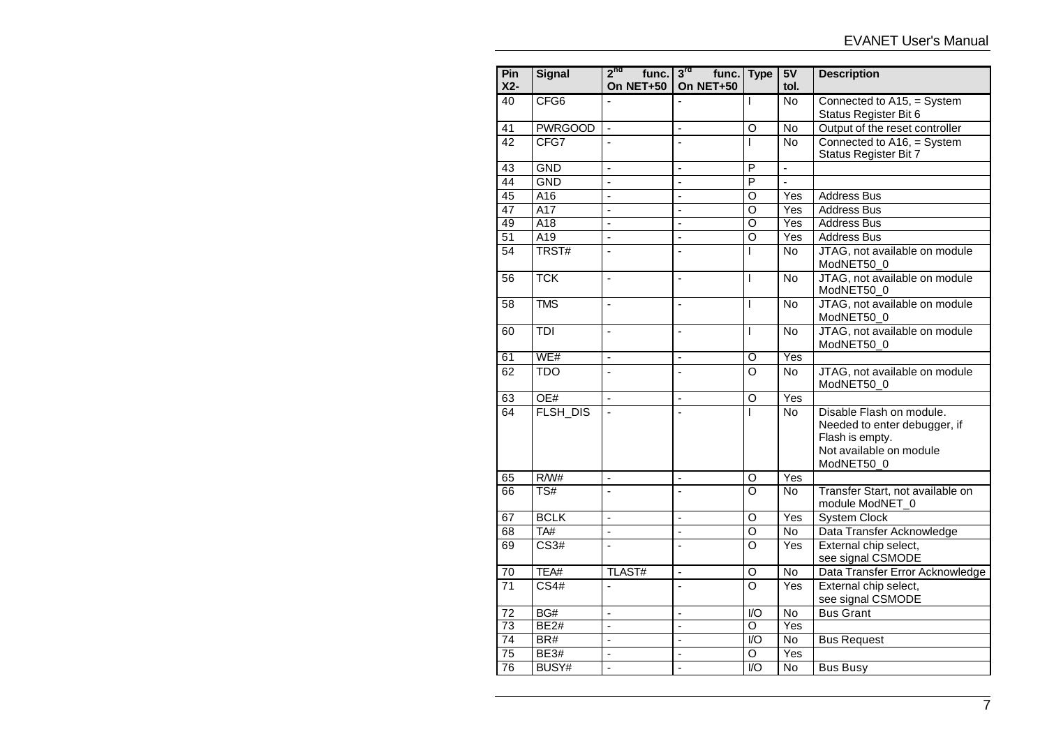| Pin X2- | Signal | 2nd func. On NET+50 | 3rd func. On NET+50 | Type | 5V tol. | Description |
|---|---|---|---|---|---|---|
| 40 | CFG6 | - | - | I | No | Connected to A15, = System Status Register Bit 6 |
| 41 | PWRGOOD | - | - | O | No | Output of the reset controller |
| 42 | CFG7 | - | - | I | No | Connected to A16, = System Status Register Bit 7 |
| 43 | GND | - | - | P | - | |
| 44 | GND | - | - | P | - | |
| 45 | A16 | - | - | O | Yes | Address Bus |
| 47 | A17 | - | - | O | Yes | Address Bus |
| 49 | A18 | - | - | O | Yes | Address Bus |
| 51 | A19 | - | - | O | Yes | Address Bus |
| 54 | TRST# | - | - | I | No | JTAG, not available on module ModNET50_0 |
| 56 | TCK | - | - | I | No | JTAG, not available on module ModNET50_0 |
| 58 | TMS | - | - | I | No | JTAG, not available on module ModNET50_0 |
| 60 | TDI | - | - | I | No | JTAG, not available on module ModNET50_0 |
| 61 | WE# | - | - | O | Yes | |
| 62 | TDO | - | - | O | No | JTAG, not available on module ModNET50_0 |
| 63 | OE# | - | - | O | Yes | |
| 64 | FLSH_DIS | - | - | I | No | Disable Flash on module. Needed to enter debugger, if Flash is empty. Not available on module ModNET50_0 |
| 65 | R/W# | - | - | O | Yes | |
| 66 | TS# | - | - | O | No | Transfer Start, not available on module ModNET_0 |
| 67 | BCLK | - | - | O | Yes | System Clock |
| 68 | TA# | - | - | O | No | Data Transfer Acknowledge |
| 69 | CS3# | - | - | O | Yes | External chip select, see signal CSMODE |
| 70 | TEA# | TLAST# | - | O | No | Data Transfer Error Acknowledge |
| 71 | CS4# | - | - | O | Yes | External chip select, see signal CSMODE |
| 72 | BG# | - | - | I/O | No | Bus Grant |
| 73 | BE2# | - | - | O | Yes | |
| 74 | BR# | - | - | I/O | No | Bus Request |
| 75 | BE3# | - | - | O | Yes | |
| 76 | BUSY# | - | - | I/O | No | Bus Busy |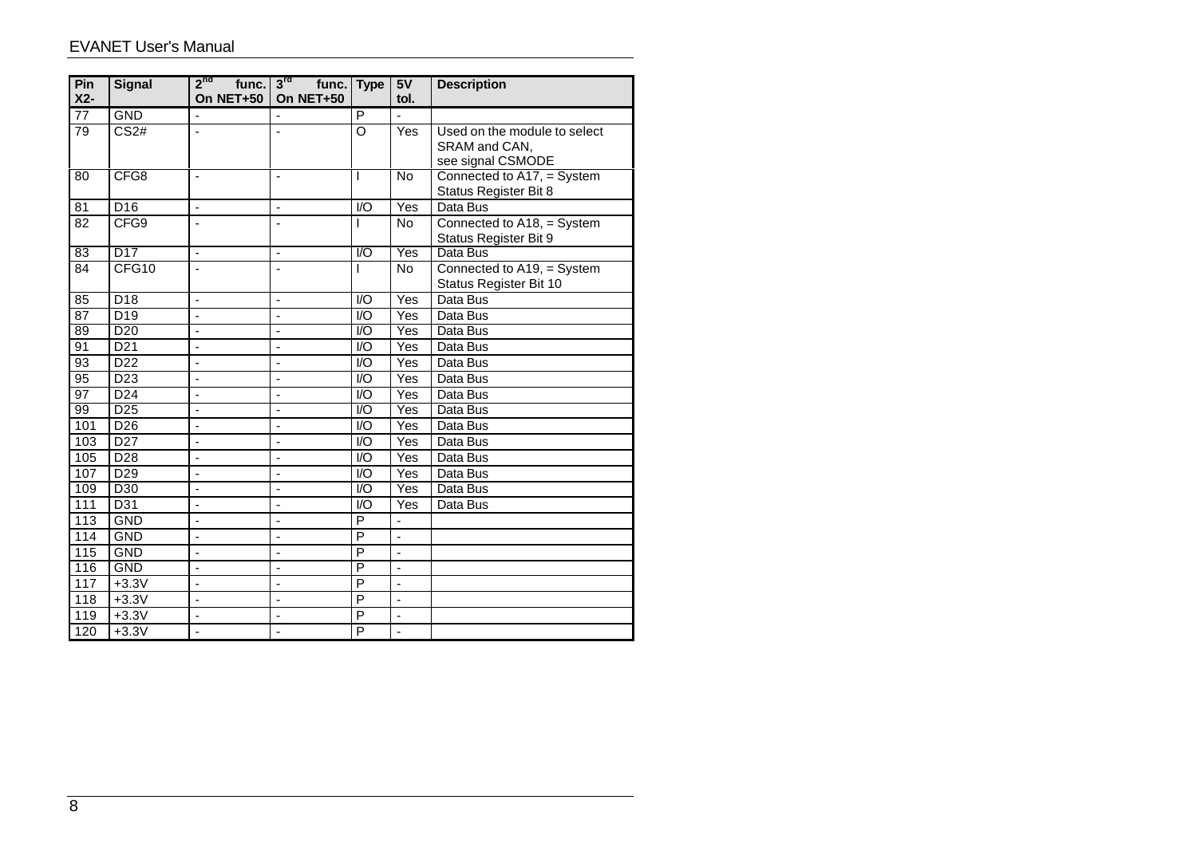| Pin X2- | Signal | 2nd func. On NET+50 | 3rd func. On NET+50 | Type | 5V tol. | Description |
|---|---|---|---|---|---|---|
| 77 | GND | - | - | P | - | |
| 79 | CS2# | - | - | O | Yes | Used on the module to select SRAM and CAN, see signal CSMODE |
| 80 | CFG8 | - | - | I | No | Connected to A17, = System Status Register Bit 8 |
| 81 | D16 | - | - | I/O | Yes | Data Bus |
| 82 | CFG9 | - | - | I | No | Connected to A18, = System Status Register Bit 9 |
| 83 | D17 | - | - | I/O | Yes | Data Bus |
| 84 | CFG10 | - | - | I | No | Connected to A19, = System Status Register Bit 10 |
| 85 | D18 | - | - | I/O | Yes | Data Bus |
| 87 | D19 | - | - | I/O | Yes | Data Bus |
| 89 | D20 | - | - | I/O | Yes | Data Bus |
| 91 | D21 | - | - | I/O | Yes | Data Bus |
| 93 | D22 | - | - | I/O | Yes | Data Bus |
| 95 | D23 | - | - | I/O | Yes | Data Bus |
| 97 | D24 | - | - | I/O | Yes | Data Bus |
| 99 | D25 | - | - | I/O | Yes | Data Bus |
| 101 | D26 | - | - | I/O | Yes | Data Bus |
| 103 | D27 | - | - | I/O | Yes | Data Bus |
| 105 | D28 | - | - | I/O | Yes | Data Bus |
| 107 | D29 | - | - | I/O | Yes | Data Bus |
| 109 | D30 | - | - | I/O | Yes | Data Bus |
| 111 | D31 | - | - | I/O | Yes | Data Bus |
| 113 | GND | - | - | P | - | |
| 114 | GND | - | - | P | - | |
| 115 | GND | - | - | P | - | |
| 116 | GND | - | - | P | - | |
| 117 | +3.3V | - | - | P | - | |
| 118 | +3.3V | - | - | P | - | |
| 119 | +3.3V | - | - | P | - | |
| 120 | +3.3V | - | - | P | - | |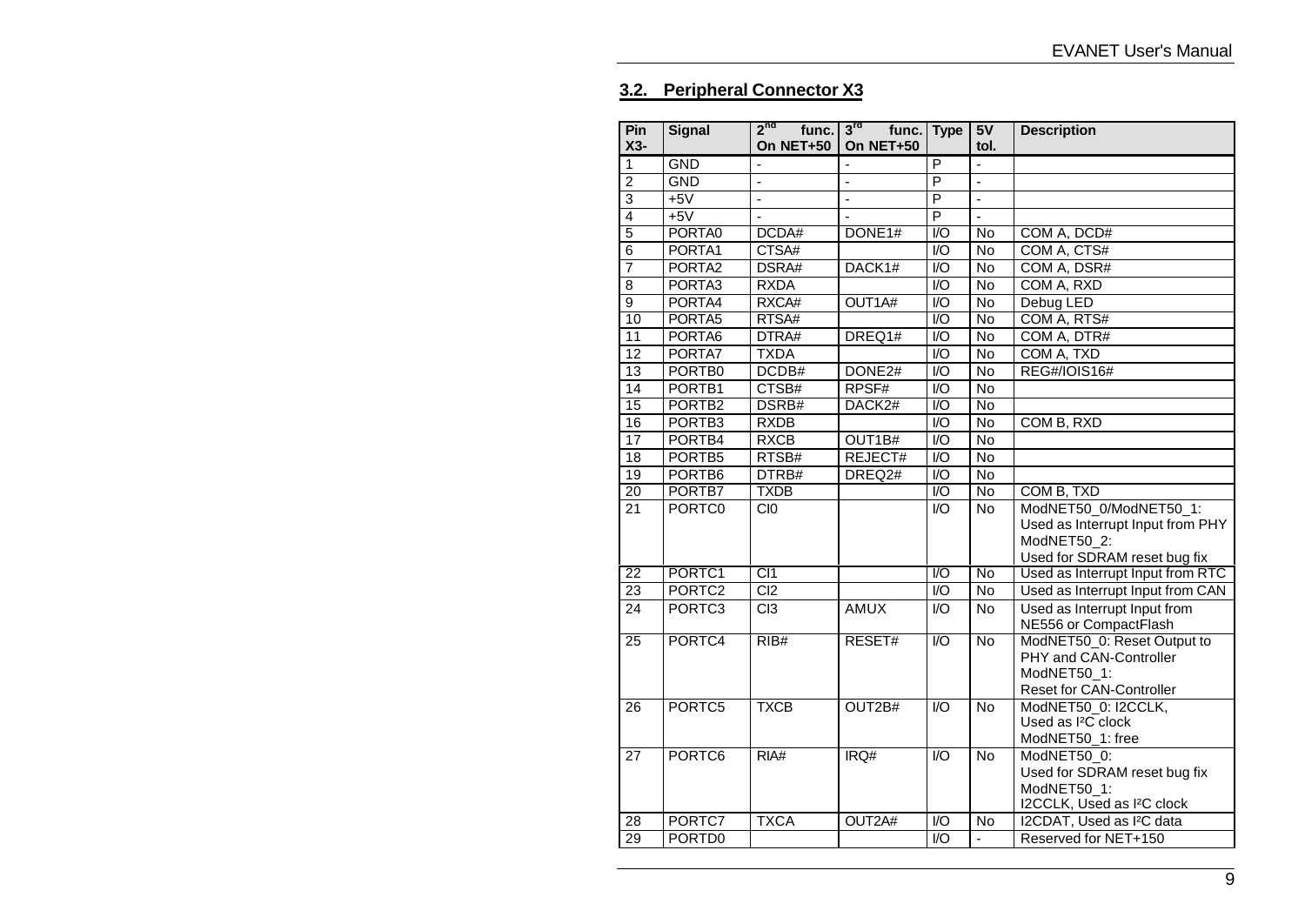## 3.2. Peripheral Connector X3

| Pin X3- | Signal | 2nd func. On NET+50 | 3rd func. On NET+50 | Type | 5V tol. | Description |
|---|---|---|---|---|---|---|
| 1 | GND | - | - | P | - | |
| 2 | GND | - | - | P | - | |
| 3 | +5V | - | - | P | - | |
| 4 | +5V | - | - | P | - | |
| 5 | PORTA0 | DCDA# | DONE1# | I/O | No | COM A, DCD# |
| 6 | PORTA1 | CTSA# | | I/O | No | COM A, CTS# |
| 7 | PORTA2 | DSRA# | DACK1# | I/O | No | COM A, DSR# |
| 8 | PORTA3 | RXDA | | I/O | No | COM A, RXD |
| 9 | PORTA4 | RXCA# | OUT1A# | I/O | No | Debug LED |
| 10 | PORTA5 | RTSA# | | I/O | No | COM A, RTS# |
| 11 | PORTA6 | DTRA# | DREQ1# | I/O | No | COM A, DTR# |
| 12 | PORTA7 | TXDA | | I/O | No | COM A, TXD |
| 13 | PORTB0 | DCDB# | DONE2# | I/O | No | REG#/IOIS16# |
| 14 | PORTB1 | CTSB# | RPSF# | I/O | No | |
| 15 | PORTB2 | DSRB# | DACK2# | I/O | No | |
| 16 | PORTB3 | RXDB | | I/O | No | COM B, RXD |
| 17 | PORTB4 | RXCB | OUT1B# | I/O | No | |
| 18 | PORTB5 | RTSB# | REJECT# | I/O | No | |
| 19 | PORTB6 | DTRB# | DREQ2# | I/O | No | |
| 20 | PORTB7 | TXDB | | I/O | No | COM B, TXD |
| 21 | PORTC0 | CI0 | | I/O | No | ModNET50_0/ModNET50_1: Used as Interrupt Input from PHY ModNET50_2: Used for SDRAM reset bug fix |
| 22 | PORTC1 | CI1 | | I/O | No | Used as Interrupt Input from RTC |
| 23 | PORTC2 | CI2 | | I/O | No | Used as Interrupt Input from CAN |
| 24 | PORTC3 | CI3 | AMUX | I/O | No | Used as Interrupt Input from NE556 or CompactFlash |
| 25 | PORTC4 | RIB# | RESET# | I/O | No | ModNET50_0: Reset Output to PHY and CAN-Controller ModNET50_1: Reset for CAN-Controller |
| 26 | PORTC5 | TXCB | OUT2B# | I/O | No | ModNET50_0: I2CCLK, Used as I²C clock ModNET50_1: free |
| 27 | PORTC6 | RIA# | IRQ# | I/O | No | ModNET50_0: Used for SDRAM reset bug fix ModNET50_1: I2CCLK, Used as I²C clock |
| 28 | PORTC7 | TXCA | OUT2A# | I/O | No | I2CDAT, Used as I²C data |
| 29 | PORTD0 | | | I/O | - | Reserved for NET+150 |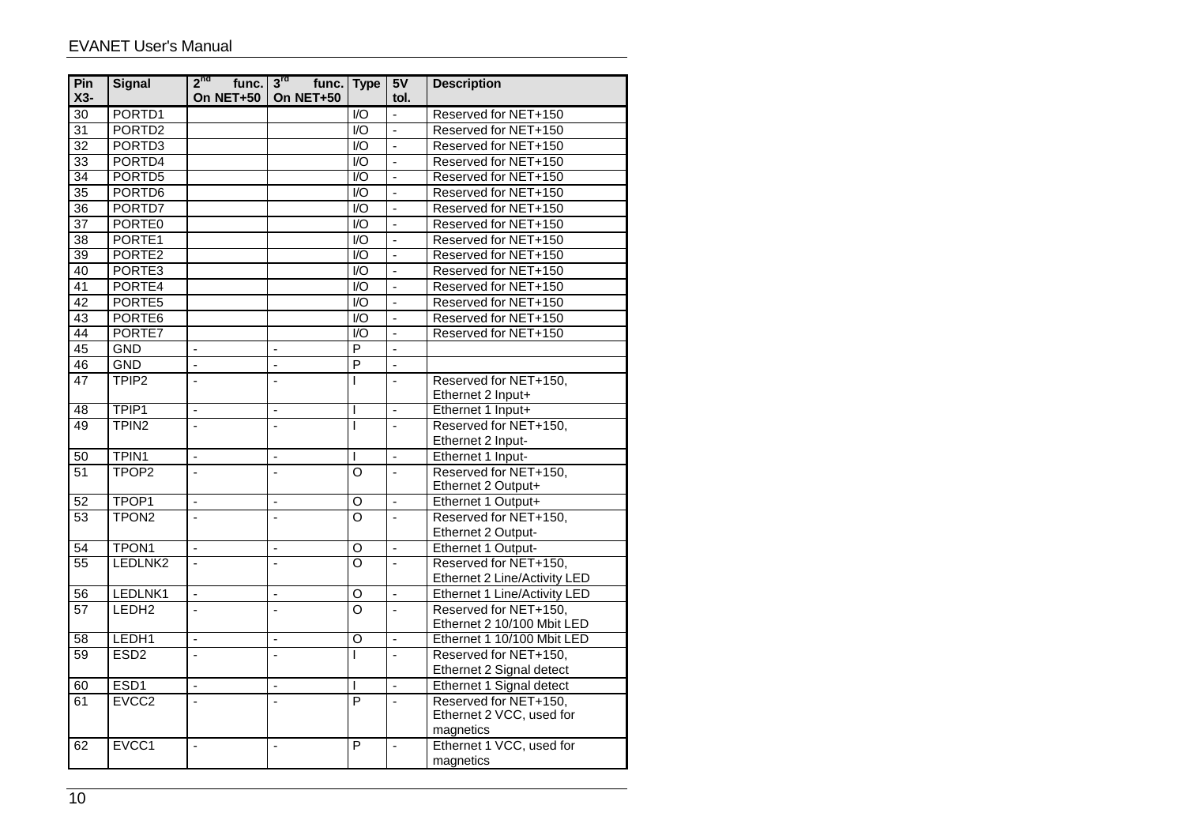| Pin X3- | Signal | 2nd func. On NET+50 | 3rd func. On NET+50 | Type | 5V tol. | Description |
|---|---|---|---|---|---|---|
| 30 | PORTD1 | | | I/O | - | Reserved for NET+150 |
| 31 | PORTD2 | | | I/O | - | Reserved for NET+150 |
| 32 | PORTD3 | | | I/O | - | Reserved for NET+150 |
| 33 | PORTD4 | | | I/O | - | Reserved for NET+150 |
| 34 | PORTD5 | | | I/O | - | Reserved for NET+150 |
| 35 | PORTD6 | | | I/O | - | Reserved for NET+150 |
| 36 | PORTD7 | | | I/O | - | Reserved for NET+150 |
| 37 | PORTE0 | | | I/O | - | Reserved for NET+150 |
| 38 | PORTE1 | | | I/O | - | Reserved for NET+150 |
| 39 | PORTE2 | | | I/O | - | Reserved for NET+150 |
| 40 | PORTE3 | | | I/O | - | Reserved for NET+150 |
| 41 | PORTE4 | | | I/O | - | Reserved for NET+150 |
| 42 | PORTE5 | | | I/O | - | Reserved for NET+150 |
| 43 | PORTE6 | | | I/O | - | Reserved for NET+150 |
| 44 | PORTE7 | | | I/O | - | Reserved for NET+150 |
| 45 | GND | - | - | P | - | |
| 46 | GND | - | - | P | - | |
| 47 | TPIP2 | - | - | I | - | Reserved for NET+150, Ethernet 2 Input+ |
| 48 | TPIP1 | - | - | I | - | Ethernet 1 Input+ |
| 49 | TPIN2 | - | - | I | - | Reserved for NET+150, Ethernet 2 Input- |
| 50 | TPIN1 | - | - | I | - | Ethernet 1 Input- |
| 51 | TPOP2 | - | - | O | - | Reserved for NET+150, Ethernet 2 Output+ |
| 52 | TPOP1 | - | - | O | - | Ethernet 1 Output+ |
| 53 | TPON2 | - | - | O | - | Reserved for NET+150, Ethernet 2 Output- |
| 54 | TPON1 | - | - | O | - | Ethernet 1 Output- |
| 55 | LEDLNK2 | - | - | O | - | Reserved for NET+150, Ethernet 2 Line/Activity LED |
| 56 | LEDLNK1 | - | - | O | - | Ethernet 1 Line/Activity LED |
| 57 | LEDH2 | - | - | O | - | Reserved for NET+150, Ethernet 2 10/100 Mbit LED |
| 58 | LEDH1 | - | - | O | - | Ethernet 1 10/100 Mbit LED |
| 59 | ESD2 | - | - | I | - | Reserved for NET+150, Ethernet 2 Signal detect |
| 60 | ESD1 | - | - | I | - | Ethernet 1 Signal detect |
| 61 | EVCC2 | - | - | P | - | Reserved for NET+150, Ethernet 2 VCC, used for magnetics |
| 62 | EVCC1 | - | - | P | - | Ethernet 1 VCC, used for magnetics |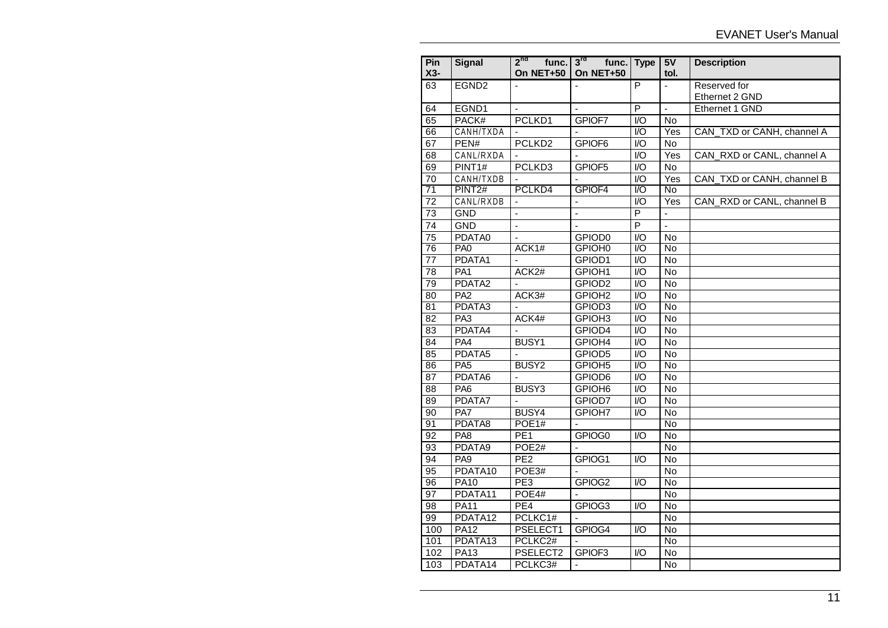| Pin X3- | Signal | 2nd func. On NET+50 | 3rd func. On NET+50 | Type | 5V tol. | Description |
|---|---|---|---|---|---|---|
| 63 | EGND2 | - | - | P | - | Reserved for Ethernet 2 GND |
| 64 | EGND1 | - | - | P | - | Ethernet 1 GND |
| 65 | PACK# | PCLKD1 | GPIOF7 | I/O | No | |
| 66 | CANH/TXDA | - | - | I/O | Yes | CAN_TXD or CANH, channel A |
| 67 | PEN# | PCLKD2 | GPIOF6 | I/O | No | |
| 68 | CANL/RXDA | - | - | I/O | Yes | CAN_RXD or CANL, channel A |
| 69 | PINT1# | PCLKD3 | GPIOF5 | I/O | No | |
| 70 | CANH/TXDB | - | - | I/O | Yes | CAN_TXD or CANH, channel B |
| 71 | PINT2# | PCLKD4 | GPIOF4 | I/O | No | |
| 72 | CANL/RXDB | - | - | I/O | Yes | CAN_RXD or CANL, channel B |
| 73 | GND | - | - | P | - | |
| 74 | GND | - | - | P | - | |
| 75 | PDATA0 | - | GPIOD0 | I/O | No | |
| 76 | PA0 | ACK1# | GPIOH0 | I/O | No | |
| 77 | PDATA1 | - | GPIOD1 | I/O | No | |
| 78 | PA1 | ACK2# | GPIOH1 | I/O | No | |
| 79 | PDATA2 | - | GPIOD2 | I/O | No | |
| 80 | PA2 | ACK3# | GPIOH2 | I/O | No | |
| 81 | PDATA3 | - | GPIOD3 | I/O | No | |
| 82 | PA3 | ACK4# | GPIOH3 | I/O | No | |
| 83 | PDATA4 | - | GPIOD4 | I/O | No | |
| 84 | PA4 | BUSY1 | GPIOH4 | I/O | No | |
| 85 | PDATA5 | - | GPIOD5 | I/O | No | |
| 86 | PA5 | BUSY2 | GPIOH5 | I/O | No | |
| 87 | PDATA6 | - | GPIOD6 | I/O | No | |
| 88 | PA6 | BUSY3 | GPIOH6 | I/O | No | |
| 89 | PDATA7 | - | GPIOD7 | I/O | No | |
| 90 | PA7 | BUSY4 | GPIOH7 | I/O | No | |
| 91 | PDATA8 | POE1# | - | | No | |
| 92 | PA8 | PE1 | GPIOG0 | I/O | No | |
| 93 | PDATA9 | POE2# | - | | No | |
| 94 | PA9 | PE2 | GPIOG1 | I/O | No | |
| 95 | PDATA10 | POE3# | - | | No | |
| 96 | PA10 | PE3 | GPIOG2 | I/O | No | |
| 97 | PDATA11 | POE4# | - | | No | |
| 98 | PA11 | PE4 | GPIOG3 | I/O | No | |
| 99 | PDATA12 | PCLKC1# | - | | No | |
| 100 | PA12 | PSELECT1 | GPIOG4 | I/O | No | |
| 101 | PDATA13 | PCLKC2# | - | | No | |
| 102 | PA13 | PSELECT2 | GPIOF3 | I/O | No | |
| 103 | PDATA14 | PCLKC3# | - | | No | |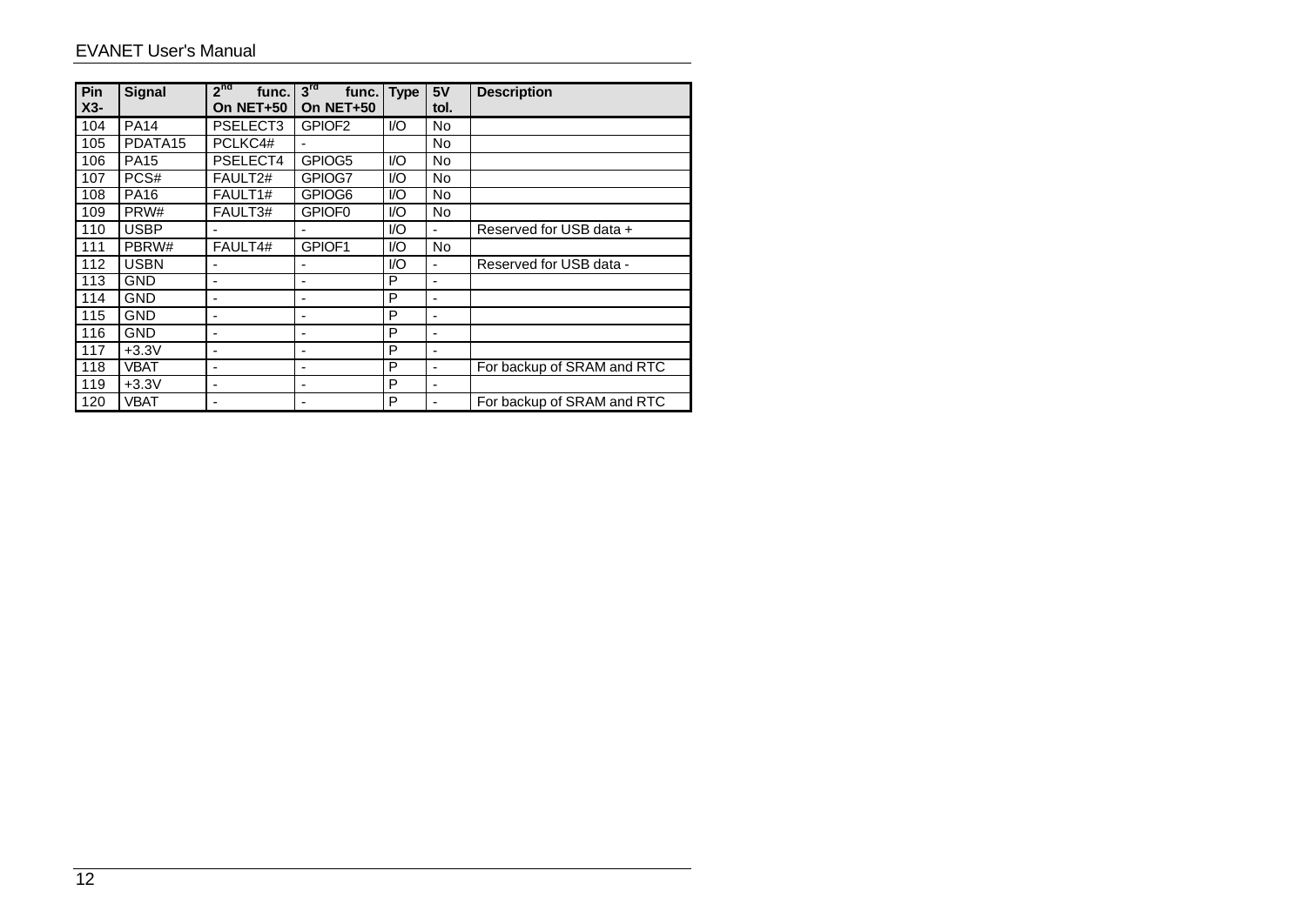| Pin X3- | Signal | 2nd func. On NET+50 | 3rd func. On NET+50 | Type | 5V tol. | Description |
|---|---|---|---|---|---|---|
| 104 | PA14 | PSELECT3 | GPIOF2 | I/O | No | |
| 105 | PDATA15 | PCLKC4# | - | | No | |
| 106 | PA15 | PSELECT4 | GPIOG5 | I/O | No | |
| 107 | PCS# | FAULT2# | GPIOG7 | I/O | No | |
| 108 | PA16 | FAULT1# | GPIOG6 | I/O | No | |
| 109 | PRW# | FAULT3# | GPIOF0 | I/O | No | |
| 110 | USBP | - | - | I/O | - | Reserved for USB data + |
| 111 | PBRW# | FAULT4# | GPIOF1 | I/O | No | |
| 112 | USBN | - | - | I/O | - | Reserved for USB data - |
| 113 | GND | - | - | P | - | |
| 114 | GND | - | - | P | - | |
| 115 | GND | - | - | P | - | |
| 116 | GND | - | - | P | - | |
| 117 | +3.3V | - | - | P | - | |
| 118 | VBAT | - | - | P | - | For backup of SRAM and RTC |
| 119 | +3.3V | - | - | P | - | |
| 120 | VBAT | - | - | P | - | For backup of SRAM and RTC |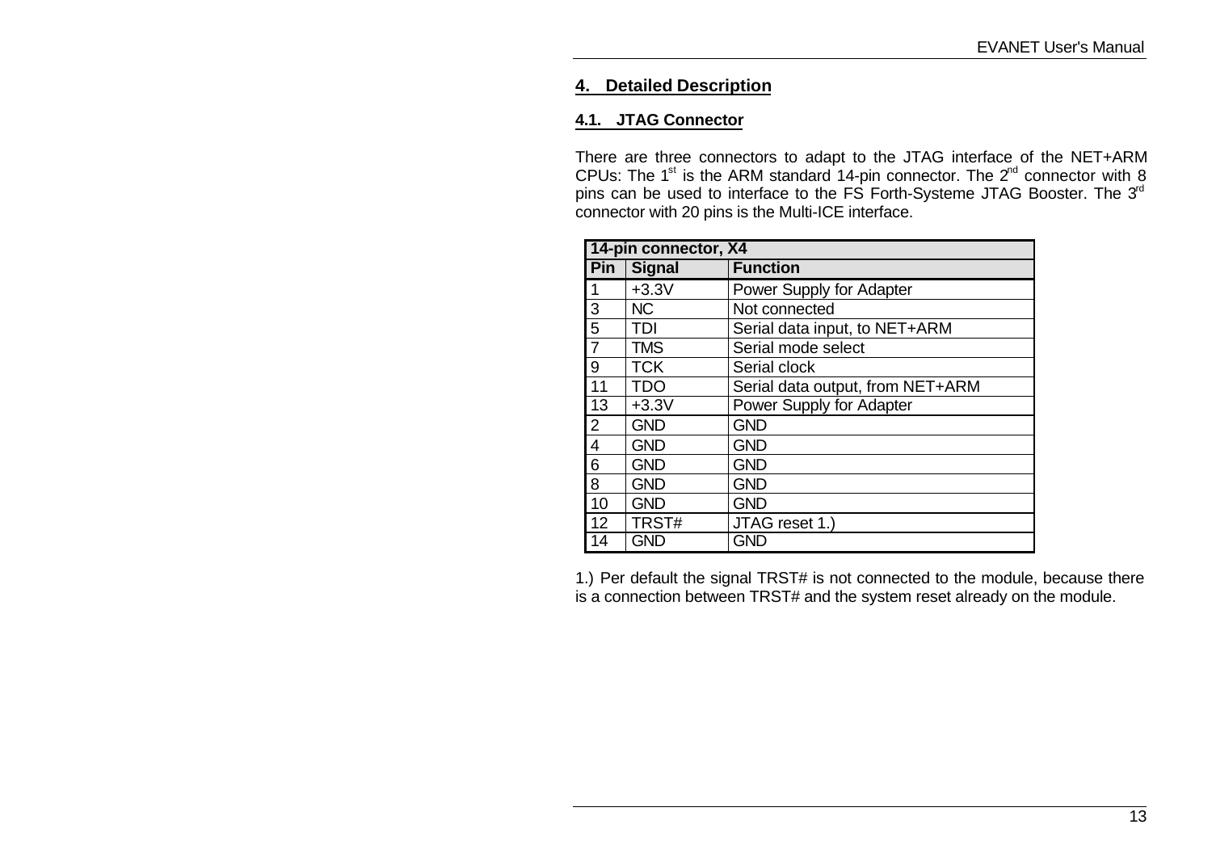## 4. Detailed Description

### 4.1. JTAG Connector

There are three connectors to adapt to the JTAG interface of the NET+ARM CPUs: The 1st is the ARM standard 14-pin connector. The 2nd connector with 8 pins can be used to interface to the FS Forth-Systeme JTAG Booster. The 3rd connector with 20 pins is the Multi-ICE interface.

| 14-pin connector, X4 | | |
|---|---|---|
| **Pin** | **Signal** | **Function** |
| 1 | +3.3V | Power Supply for Adapter |
| 3 | NC | Not connected |
| 5 | TDI | Serial data input, to NET+ARM |
| 7 | TMS | Serial mode select |
| 9 | TCK | Serial clock |
| 11 | TDO | Serial data output, from NET+ARM |
| 13 | +3.3V | Power Supply for Adapter |
| 2 | GND | GND |
| 4 | GND | GND |
| 6 | GND | GND |
| 8 | GND | GND |
| 10 | GND | GND |
| 12 | TRST# | JTAG reset 1.) |
| 14 | GND | GND |

1.) Per default the signal TRST# is not connected to the module, because there is a connection between TRST# and the system reset already on the module.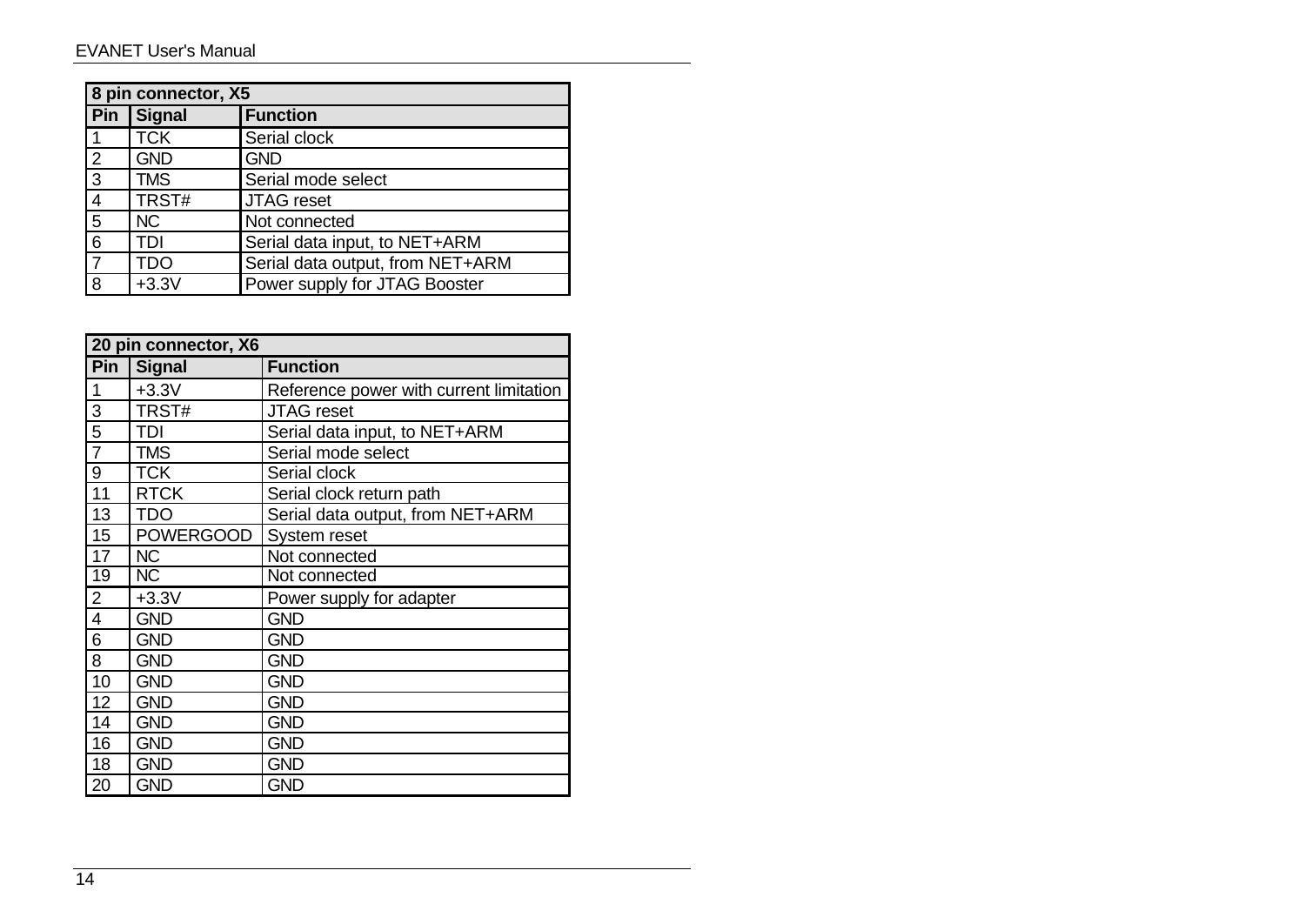| 8 pin connector, X5 | | |
|---|---|---|
| **Pin** | **Signal** | **Function** |
| 1 | TCK | Serial clock |
| 2 | GND | GND |
| 3 | TMS | Serial mode select |
| 4 | TRST# | JTAG reset |
| 5 | NC | Not connected |
| 6 | TDI | Serial data input, to NET+ARM |
| 7 | TDO | Serial data output, from NET+ARM |
| 8 | +3.3V | Power supply for JTAG Booster |

| 20 pin connector, X6 | | |
|---|---|---|
| **Pin** | **Signal** | **Function** |
| 1 | +3.3V | Reference power with current limitation |
| 3 | TRST# | JTAG reset |
| 5 | TDI | Serial data input, to NET+ARM |
| 7 | TMS | Serial mode select |
| 9 | TCK | Serial clock |
| 11 | RTCK | Serial clock return path |
| 13 | TDO | Serial data output, from NET+ARM |
| 15 | POWERGOOD | System reset |
| 17 | NC | Not connected |
| 19 | NC | Not connected |
| 2 | +3.3V | Power supply for adapter |
| 4 | GND | GND |
| 6 | GND | GND |
| 8 | GND | GND |
| 10 | GND | GND |
| 12 | GND | GND |
| 14 | GND | GND |
| 16 | GND | GND |
| 18 | GND | GND |
| 20 | GND | GND |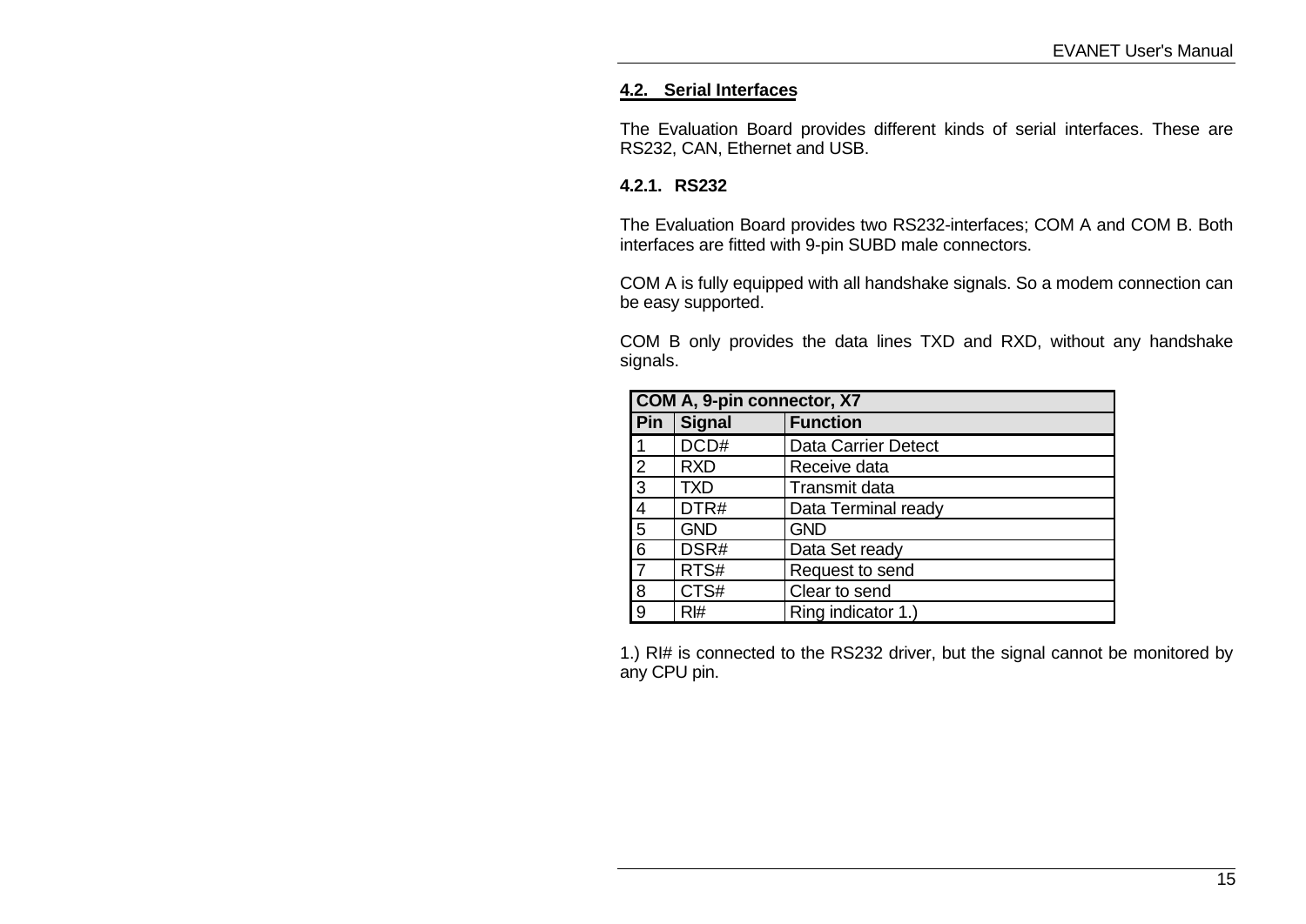## 4.2. Serial Interfaces

The Evaluation Board provides different kinds of serial interfaces. These are RS232, CAN, Ethernet and USB.

### 4.2.1. RS232

The Evaluation Board provides two RS232-interfaces; COM A and COM B. Both interfaces are fitted with 9-pin SUBD male connectors.

COM A is fully equipped with all handshake signals. So a modem connection can be easy supported.

COM B only provides the data lines TXD and RXD, without any handshake signals.

| COM A, 9-pin connector, X7 | | |
|---|---|---|
| **Pin** | **Signal** | **Function** |
| 1 | DCD# | Data Carrier Detect |
| 2 | RXD | Receive data |
| 3 | TXD | Transmit data |
| 4 | DTR# | Data Terminal ready |
| 5 | GND | GND |
| 6 | DSR# | Data Set ready |
| 7 | RTS# | Request to send |
| 8 | CTS# | Clear to send |
| 9 | RI# | Ring indicator 1.) |

1.) RI# is connected to the RS232 driver, but the signal cannot be monitored by any CPU pin.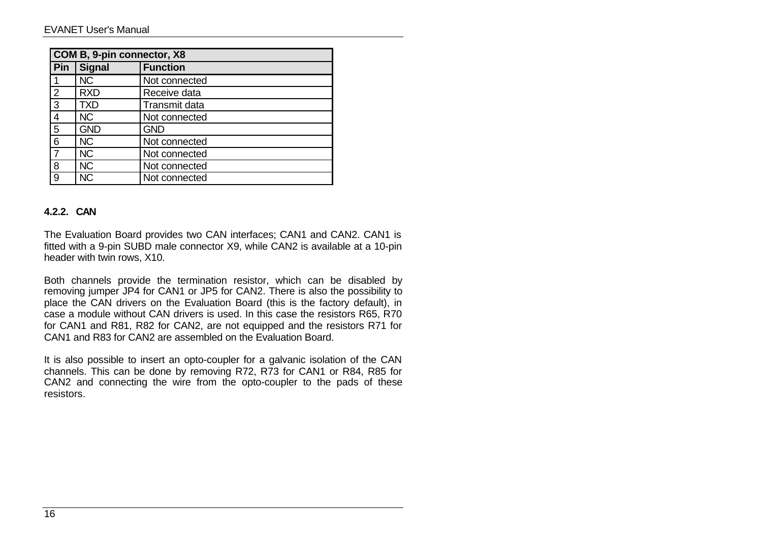| COM B, 9-pin connector, X8 | | |
|---|---|---|
| **Pin** | **Signal** | **Function** |
| 1 | NC | Not connected |
| 2 | RXD | Receive data |
| 3 | TXD | Transmit data |
| 4 | NC | Not connected |
| 5 | GND | GND |
| 6 | NC | Not connected |
| 7 | NC | Not connected |
| 8 | NC | Not connected |
| 9 | NC | Not connected |

#### 4.2.2. CAN

The Evaluation Board provides two CAN interfaces; CAN1 and CAN2. CAN1 is fitted with a 9-pin SUBD male connector X9, while CAN2 is available at a 10-pin header with twin rows, X10.

Both channels provide the termination resistor, which can be disabled by removing jumper JP4 for CAN1 or JP5 for CAN2. There is also the possibility to place the CAN drivers on the Evaluation Board (this is the factory default), in case a module without CAN drivers is used. In this case the resistors R65, R70 for CAN1 and R81, R82 for CAN2, are not equipped and the resistors R71 for CAN1 and R83 for CAN2 are assembled on the Evaluation Board.

It is also possible to insert an opto-coupler for a galvanic isolation of the CAN channels. This can be done by removing R72, R73 for CAN1 or R84, R85 for CAN2 and connecting the wire from the opto-coupler to the pads of these resistors.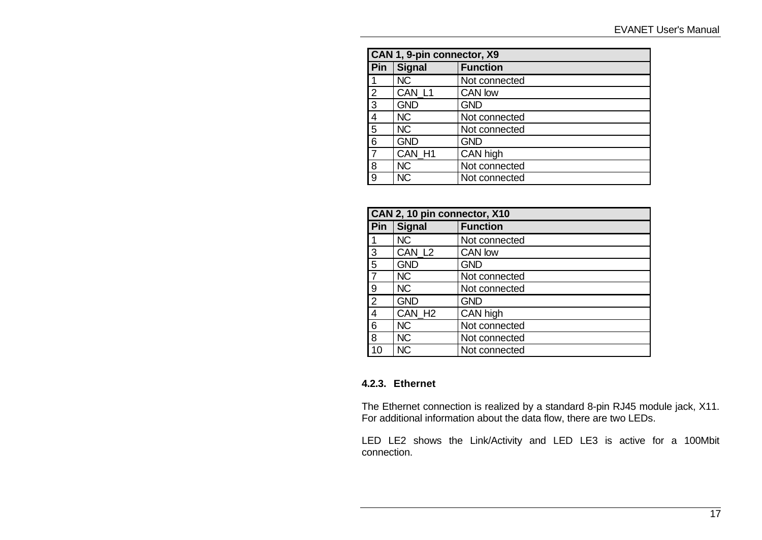| CAN 1, 9-pin connector, X9 | | |
|---|---|---|
| **Pin** | **Signal** | **Function** |
| 1 | NC | Not connected |
| 2 | CAN_L1 | CAN low |
| 3 | GND | GND |
| 4 | NC | Not connected |
| 5 | NC | Not connected |
| 6 | GND | GND |
| 7 | CAN_H1 | CAN high |
| 8 | NC | Not connected |
| 9 | NC | Not connected |

| CAN 2, 10 pin connector, X10 | | |
|---|---|---|
| **Pin** | **Signal** | **Function** |
| 1 | NC | Not connected |
| 3 | CAN_L2 | CAN low |
| 5 | GND | GND |
| 7 | NC | Not connected |
| 9 | NC | Not connected |
| 2 | GND | GND |
| 4 | CAN_H2 | CAN high |
| 6 | NC | Not connected |
| 8 | NC | Not connected |
| 10 | NC | Not connected |

#### 4.2.3. Ethernet

The Ethernet connection is realized by a standard 8-pin RJ45 module jack, X11. For additional information about the data flow, there are two LEDs.

LED LE2 shows the Link/Activity and LED LE3 is active for a 100Mbit connection.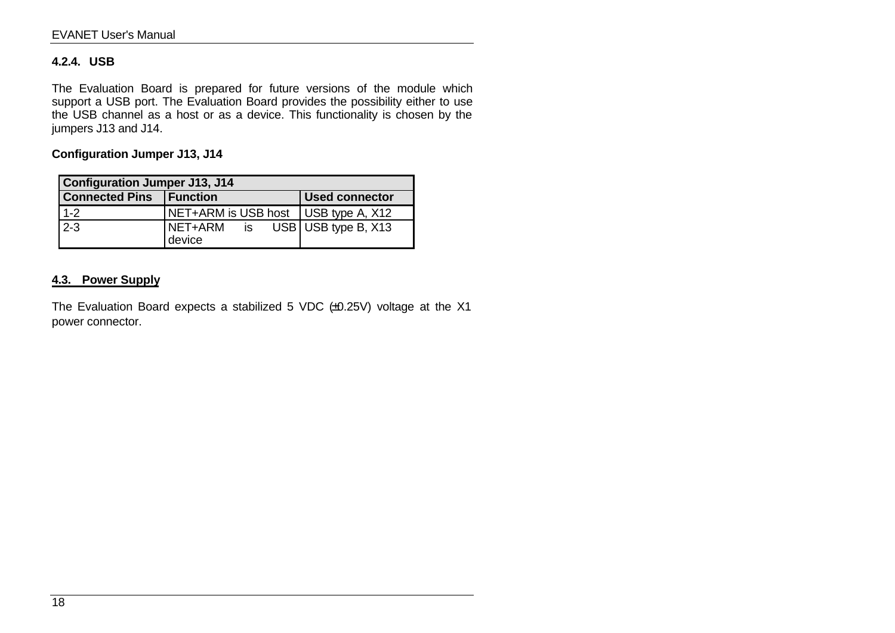### 4.2.4. USB

The Evaluation Board is prepared for future versions of the module which support a USB port. The Evaluation Board provides the possibility either to use the USB channel as a host or as a device. This functionality is chosen by the jumpers J13 and J14.

**Configuration Jumper J13, J14**

| Configuration Jumper J13, J14 | | |
|---|---|---|
| **Connected Pins** | **Function** | **Used connector** |
| 1-2 | NET+ARM is USB host | USB type A, X12 |
| 2-3 | NET+ARM is USB device | USB type B, X13 |

## 4.3. Power Supply

The Evaluation Board expects a stabilized 5 VDC (±0.25V) voltage at the X1 power connector.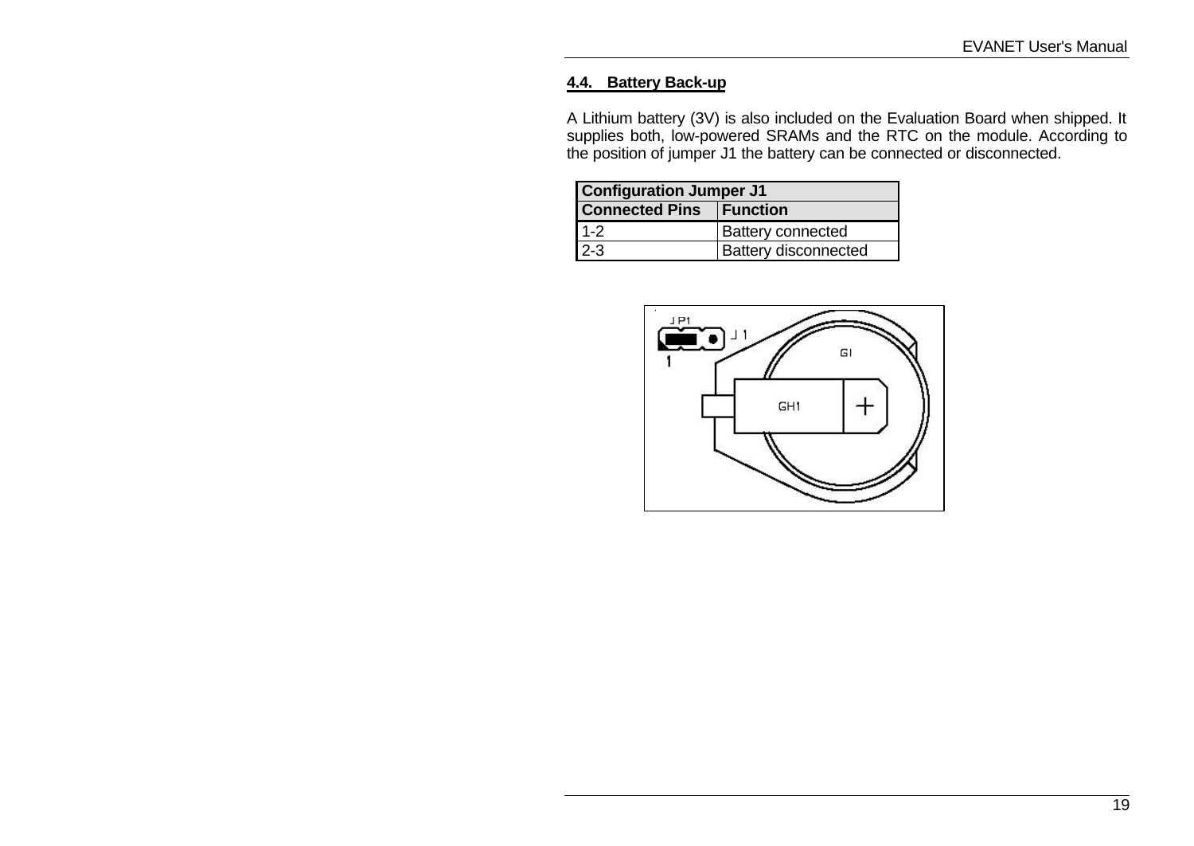## 4.4. Battery Back-up

A Lithium battery (3V) is also included on the Evaluation Board when shipped. It supplies both, low-powered SRAMs and the RTC on the module. According to the position of jumper J1 the battery can be connected or disconnected.

| Configuration Jumper J1 | |
|---|---|
| **Connected Pins** | **Function** |
| 1-2 | Battery connected |
| 2-3 | Battery disconnected |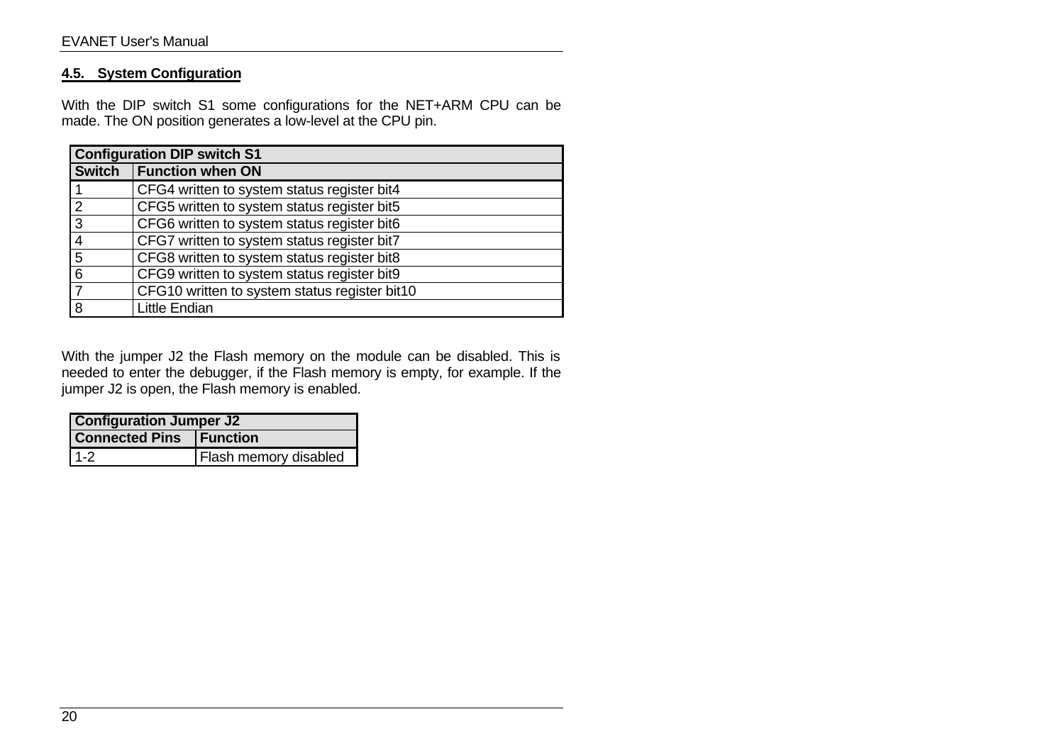## 4.5. System Configuration

With the DIP switch S1 some configurations for the NET+ARM CPU can be made. The ON position generates a low-level at the CPU pin.

| Configuration DIP switch S1 | |
|---|---|
| **Switch** | **Function when ON** |
| 1 | CFG4 written to system status register bit4 |
| 2 | CFG5 written to system status register bit5 |
| 3 | CFG6 written to system status register bit6 |
| 4 | CFG7 written to system status register bit7 |
| 5 | CFG8 written to system status register bit8 |
| 6 | CFG9 written to system status register bit9 |
| 7 | CFG10 written to system status register bit10 |
| 8 | Little Endian |

With the jumper J2 the Flash memory on the module can be disabled. This is needed to enter the debugger, if the Flash memory is empty, for example. If the jumper J2 is open, the Flash memory is enabled.

| Configuration Jumper J2 | |
|---|---|
| **Connected Pins** | **Function** |
| 1-2 | Flash memory disabled |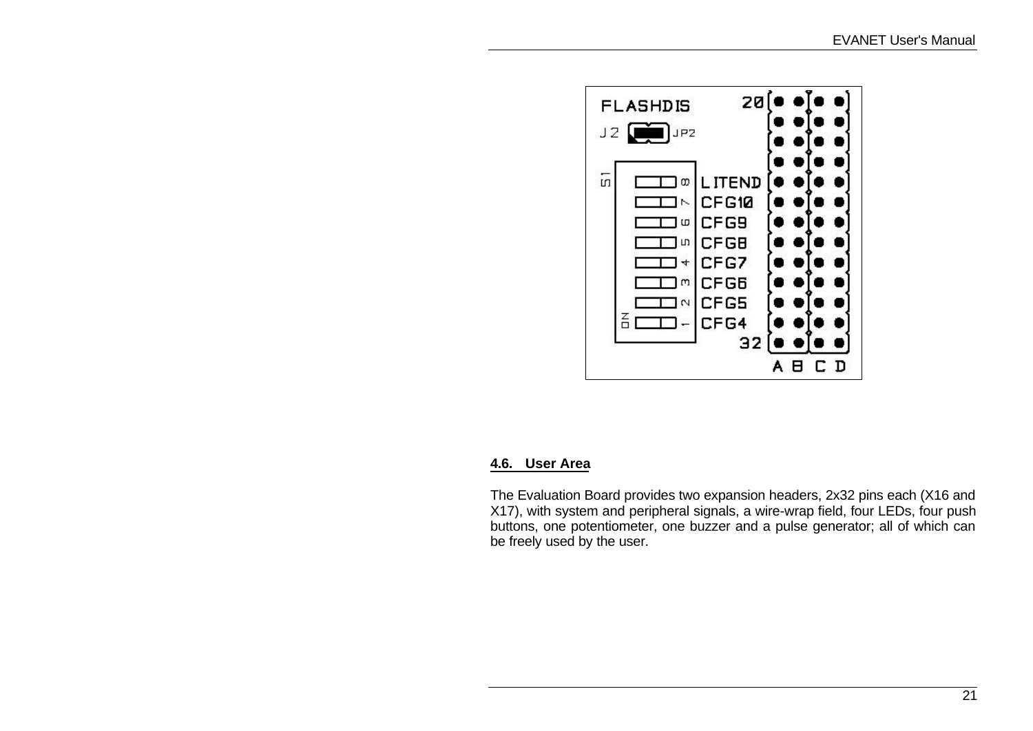## 4.6. User Area

The Evaluation Board provides two expansion headers, 2x32 pins each (X16 and X17), with system and peripheral signals, a wire-wrap field, four LEDs, four push buttons, one potentiometer, one buzzer and a pulse generator; all of which can be freely used by the user.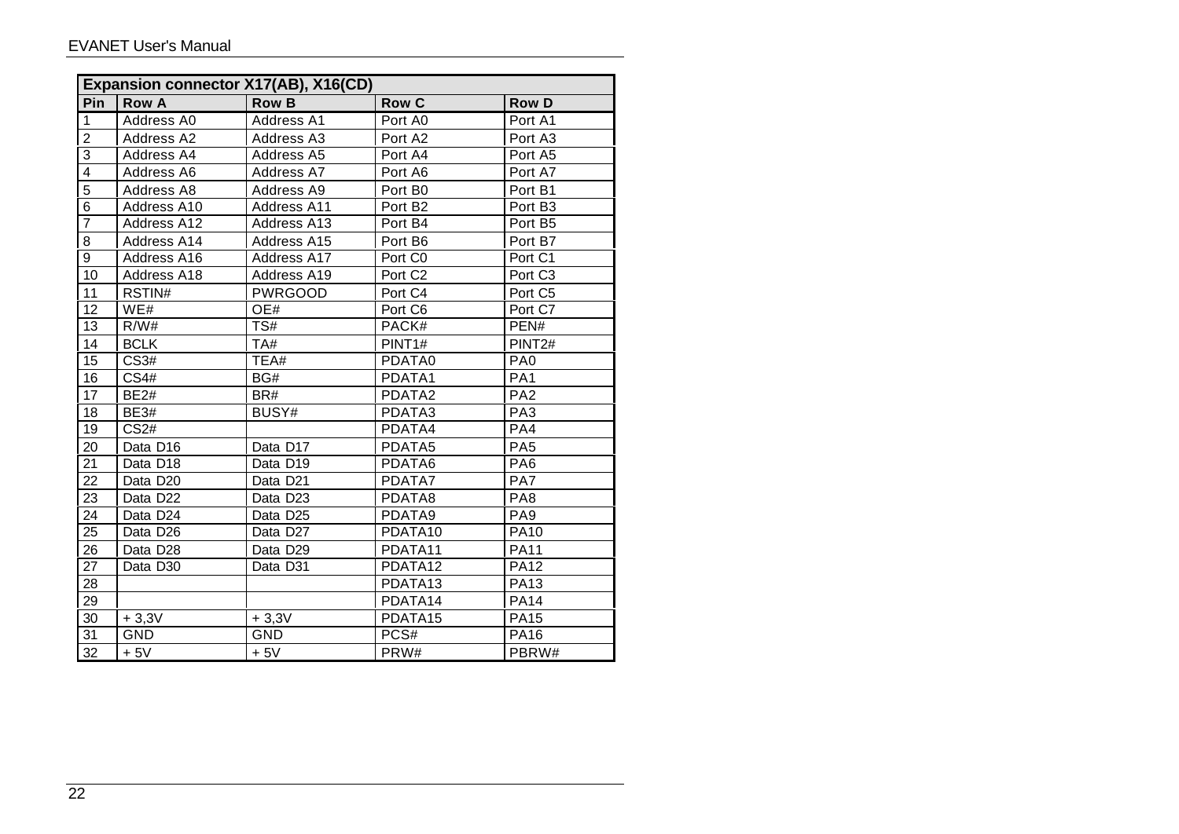| Expansion connector X17(AB), X16(CD) | | | | |
|---|---|---|---|---|
| Pin | Row A | Row B | Row C | Row D |
| 1 | Address A0 | Address A1 | Port A0 | Port A1 |
| 2 | Address A2 | Address A3 | Port A2 | Port A3 |
| 3 | Address A4 | Address A5 | Port A4 | Port A5 |
| 4 | Address A6 | Address A7 | Port A6 | Port A7 |
| 5 | Address A8 | Address A9 | Port B0 | Port B1 |
| 6 | Address A10 | Address A11 | Port B2 | Port B3 |
| 7 | Address A12 | Address A13 | Port B4 | Port B5 |
| 8 | Address A14 | Address A15 | Port B6 | Port B7 |
| 9 | Address A16 | Address A17 | Port C0 | Port C1 |
| 10 | Address A18 | Address A19 | Port C2 | Port C3 |
| 11 | RSTIN# | PWRGOOD | Port C4 | Port C5 |
| 12 | WE# | OE# | Port C6 | Port C7 |
| 13 | R/W# | TS# | PACK# | PEN# |
| 14 | BCLK | TA# | PINT1# | PINT2# |
| 15 | CS3# | TEA# | PDATA0 | PA0 |
| 16 | CS4# | BG# | PDATA1 | PA1 |
| 17 | BE2# | BR# | PDATA2 | PA2 |
| 18 | BE3# | BUSY# | PDATA3 | PA3 |
| 19 | CS2# | | PDATA4 | PA4 |
| 20 | Data D16 | Data D17 | PDATA5 | PA5 |
| 21 | Data D18 | Data D19 | PDATA6 | PA6 |
| 22 | Data D20 | Data D21 | PDATA7 | PA7 |
| 23 | Data D22 | Data D23 | PDATA8 | PA8 |
| 24 | Data D24 | Data D25 | PDATA9 | PA9 |
| 25 | Data D26 | Data D27 | PDATA10 | PA10 |
| 26 | Data D28 | Data D29 | PDATA11 | PA11 |
| 27 | Data D30 | Data D31 | PDATA12 | PA12 |
| 28 | | | PDATA13 | PA13 |
| 29 | | | PDATA14 | PA14 |
| 30 | + 3,3V | + 3,3V | PDATA15 | PA15 |
| 31 | GND | GND | PCS# | PA16 |
| 32 | + 5V | + 5V | PRW# | PBRW# |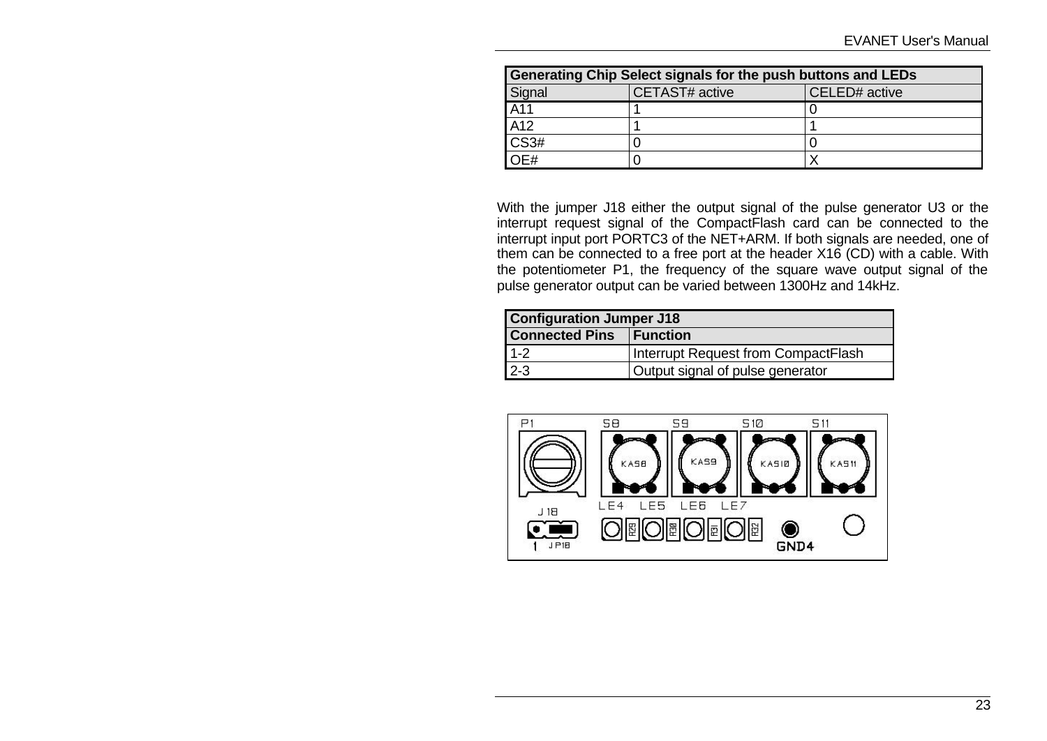| Generating Chip Select signals for the push buttons and LEDs | | |
| --- | --- | --- |
| Signal | CETAST# active | CELED# active |
| A11 | 1 | 0 |
| A12 | 1 | 1 |
| CS3# | 0 | 0 |
| OE# | 0 | X |

With the jumper J18 either the output signal of the pulse generator U3 or the interrupt request signal of the CompactFlash card can be connected to the interrupt input port PORTC3 of the NET+ARM. If both signals are needed, one of them can be connected to a free port at the header X16 (CD) with a cable. With the potentiometer P1, the frequency of the square wave output signal of the pulse generator output can be varied between 1300Hz and 14kHz.

| Configuration Jumper J18 | |
| --- | --- |
| **Connected Pins** | **Function** |
| 1-2 | Interrupt Request from CompactFlash |
| 2-3 | Output signal of pulse generator |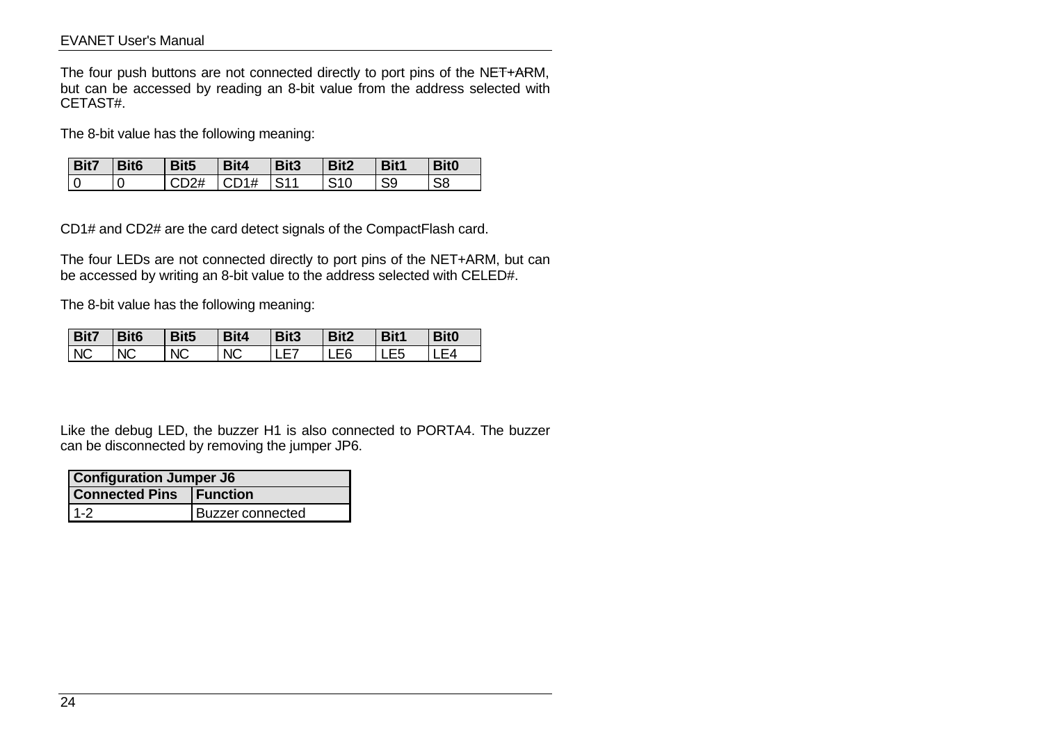The four push buttons are not connected directly to port pins of the NET+ARM, but can be accessed by reading an 8-bit value from the address selected with CETAST#.

The 8-bit value has the following meaning:

| Bit7 | Bit6 | Bit5 | Bit4 | Bit3 | Bit2 | Bit1 | Bit0 |
|---|---|---|---|---|---|---|---|
| 0 | 0 | CD2# | CD1# | S11 | S10 | S9 | S8 |

CD1# and CD2# are the card detect signals of the CompactFlash card.

The four LEDs are not connected directly to port pins of the NET+ARM, but can be accessed by writing an 8-bit value to the address selected with CELED#.

The 8-bit value has the following meaning:

| Bit7 | Bit6 | Bit5 | Bit4 | Bit3 | Bit2 | Bit1 | Bit0 |
|---|---|---|---|---|---|---|---|
| NC | NC | NC | NC | LE7 | LE6 | LE5 | LE4 |

Like the debug LED, the buzzer H1 is also connected to PORTA4. The buzzer can be disconnected by removing the jumper JP6.

| Configuration Jumper J6 | |
|---|---|
| **Connected Pins** | **Function** |
| 1-2 | Buzzer connected |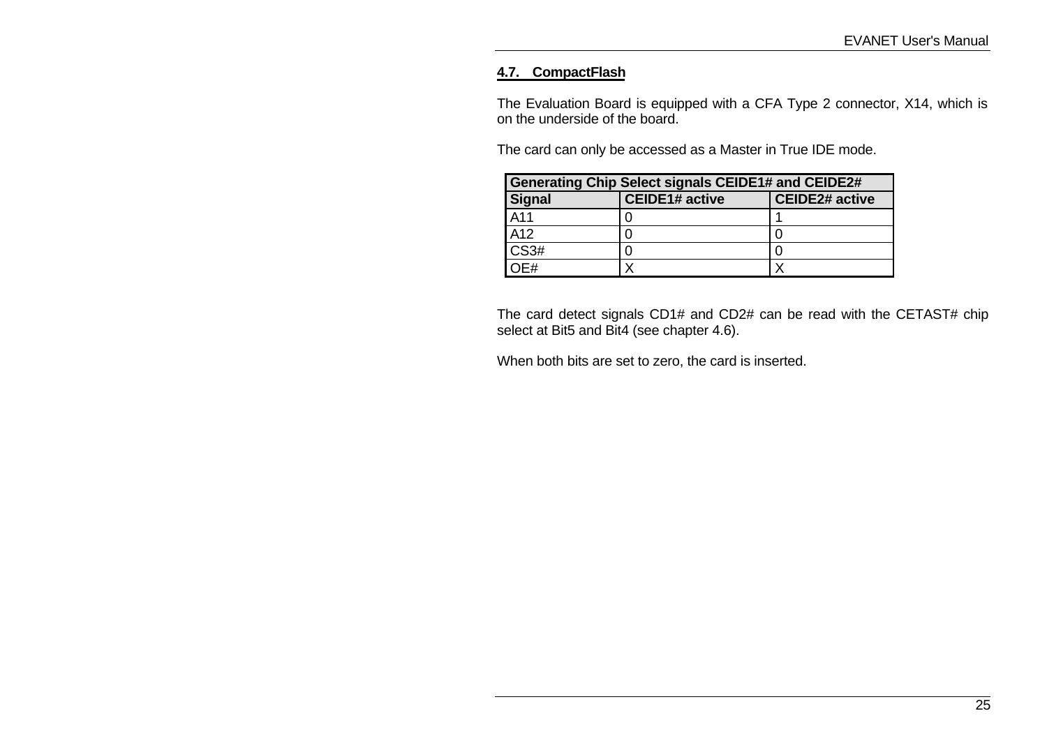## 4.7. CompactFlash

The Evaluation Board is equipped with a CFA Type 2 connector, X14, which is on the underside of the board.

The card can only be accessed as a Master in True IDE mode.

| Generating Chip Select signals CEIDE1# and CEIDE2# | | |
|---|---|---|
| **Signal** | **CEIDE1# active** | **CEIDE2# active** |
| A11 | 0 | 1 |
| A12 | 0 | 0 |
| CS3# | 0 | 0 |
| OE# | X | X |

The card detect signals CD1# and CD2# can be read with the CETAST# chip select at Bit5 and Bit4 (see chapter 4.6).

When both bits are set to zero, the card is inserted.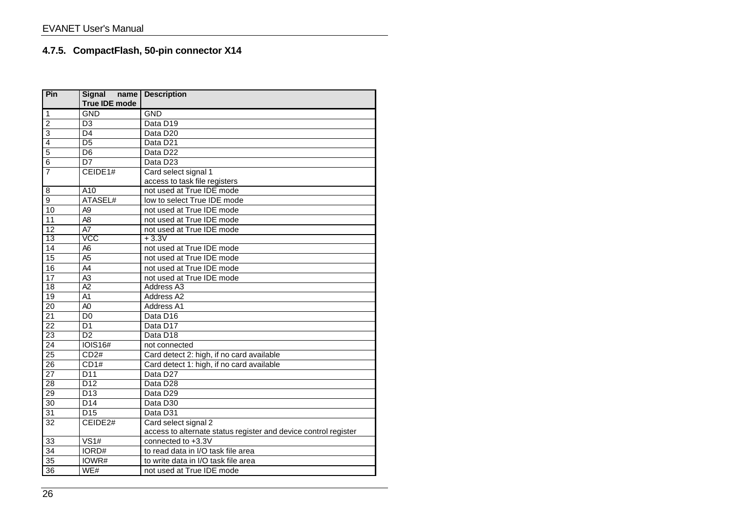### 4.7.5. CompactFlash, 50-pin connector X14

| Pin | Signal name True IDE mode | Description |
|---|---|---|
| 1 | GND | GND |
| 2 | D3 | Data D19 |
| 3 | D4 | Data D20 |
| 4 | D5 | Data D21 |
| 5 | D6 | Data D22 |
| 6 | D7 | Data D23 |
| 7 | CEIDE1# | Card select signal 1<br>access to task file registers |
| 8 | A10 | not used at True IDE mode |
| 9 | ATASEL# | low to select True IDE mode |
| 10 | A9 | not used at True IDE mode |
| 11 | A8 | not used at True IDE mode |
| 12 | A7 | not used at True IDE mode |
| 13 | VCC | + 3.3V |
| 14 | A6 | not used at True IDE mode |
| 15 | A5 | not used at True IDE mode |
| 16 | A4 | not used at True IDE mode |
| 17 | A3 | not used at True IDE mode |
| 18 | A2 | Address A3 |
| 19 | A1 | Address A2 |
| 20 | A0 | Address A1 |
| 21 | D0 | Data D16 |
| 22 | D1 | Data D17 |
| 23 | D2 | Data D18 |
| 24 | IOIS16# | not connected |
| 25 | CD2# | Card detect 2: high, if no card available |
| 26 | CD1# | Card detect 1: high, if no card available |
| 27 | D11 | Data D27 |
| 28 | D12 | Data D28 |
| 29 | D13 | Data D29 |
| 30 | D14 | Data D30 |
| 31 | D15 | Data D31 |
| 32 | CEIDE2# | Card select signal 2<br>access to alternate status register and device control register |
| 33 | VS1# | connected to +3.3V |
| 34 | IORD# | to read data in I/O task file area |
| 35 | IOWR# | to write data in I/O task file area |
| 36 | WE# | not used at True IDE mode |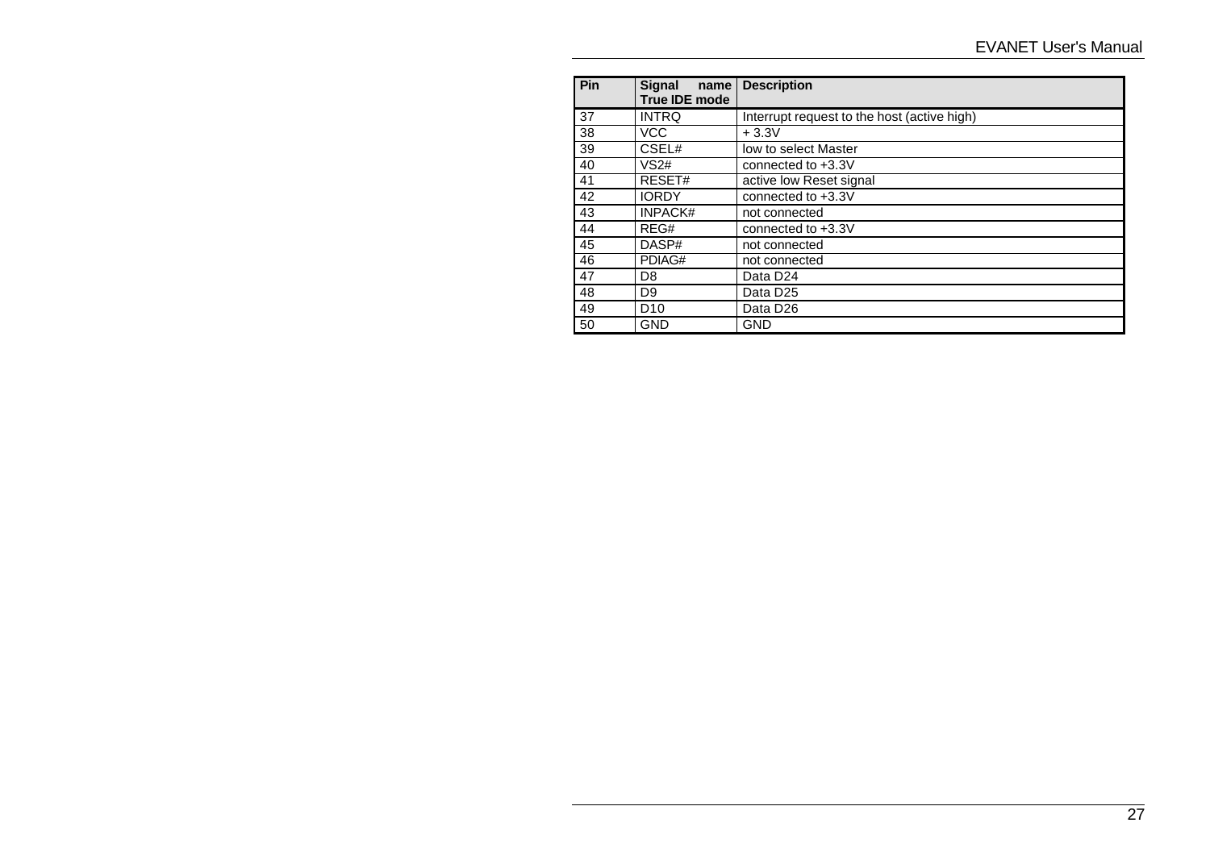| Pin | Signal name True IDE mode | Description |
|---|---|---|
| 37 | INTRQ | Interrupt request to the host (active high) |
| 38 | VCC | + 3.3V |
| 39 | CSEL# | low to select Master |
| 40 | VS2# | connected to +3.3V |
| 41 | RESET# | active low Reset signal |
| 42 | IORDY | connected to +3.3V |
| 43 | INPACK# | not connected |
| 44 | REG# | connected to +3.3V |
| 45 | DASP# | not connected |
| 46 | PDIAG# | not connected |
| 47 | D8 | Data D24 |
| 48 | D9 | Data D25 |
| 49 | D10 | Data D26 |
| 50 | GND | GND |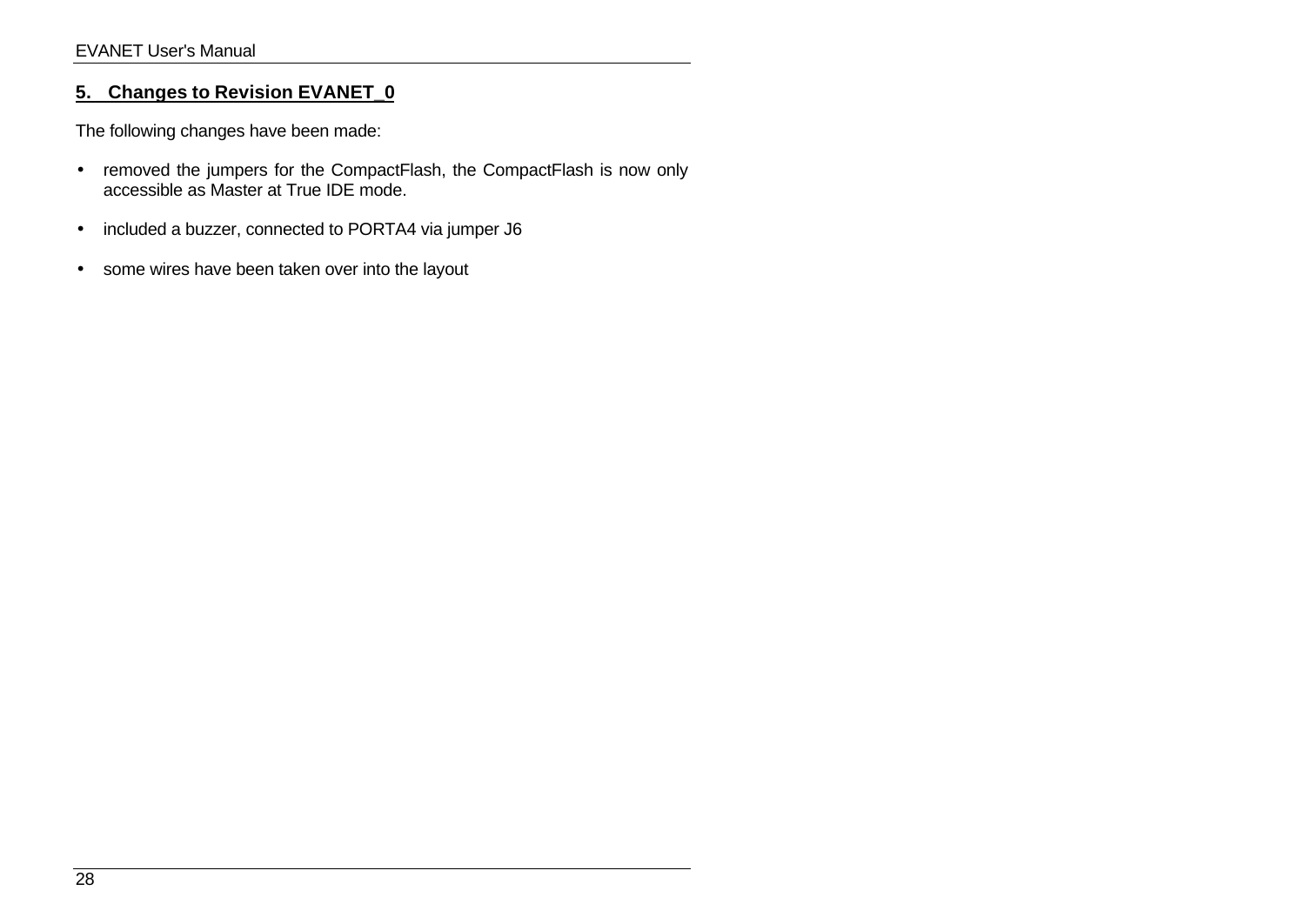## 5. Changes to Revision EVANET_0

The following changes have been made:

- removed the jumpers for the CompactFlash, the CompactFlash is now only accessible as Master at True IDE mode.
- included a buzzer, connected to PORTA4 via jumper J6
- some wires have been taken over into the layout